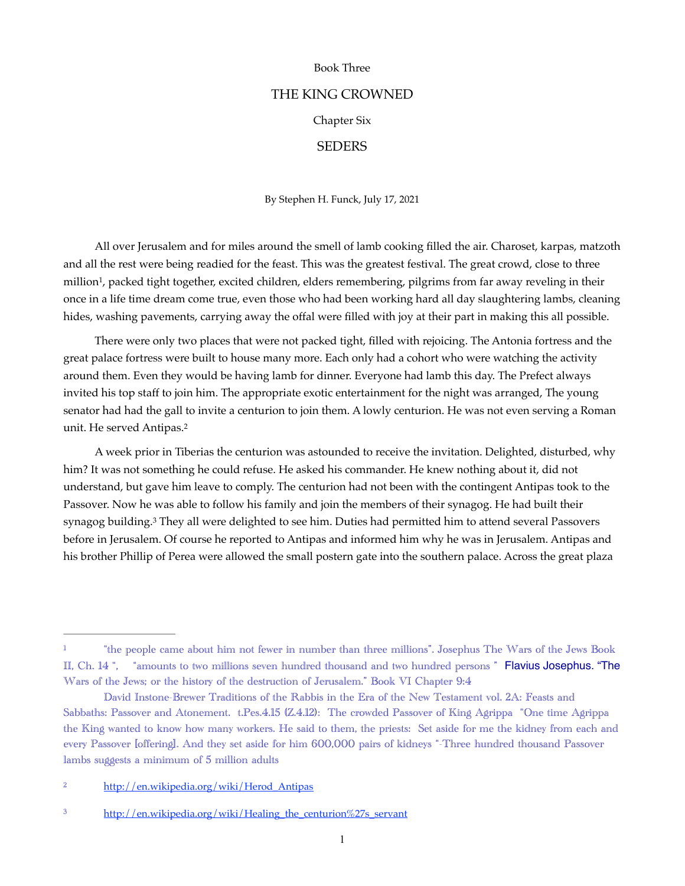Book Three

# THE KING CROWNED

Chapter Six

## SEDERS

By Stephen H. Funck, July 17, 2021

All over Jerusalem and for miles around the smell of lamb cooking filled the air. Charoset, karpas, matzoth and all the rest were being readied for the feast. This was the greatest festival. The great crowd, close to three million[1], packed tight together, excited children, elders remembering, pilgrims from far away reveling in their once in a life time dream come true, even those who had been working hard all day slaughtering lambs, cleaning hides, washing pavements, carrying away the offal were filled with joy at their part in making this all possible.

There were only two places that were not packed tight, filled with rejoicing. The Antonia fortress and the great palace fortress were built to house many more. Each only had a cohort who were watching the activity around them. Even they would be having lamb for dinner. Everyone had lamb this day. The Prefect always invited his top staff to join him. The appropriate exotic entertainment for the night was arranged, The young senator had had the gall to invite a centurion to join them. A lowly centurion. He was not even serving a Roman unit. He served Antipas.[2]

A week prior in Tiberias the centurion was astounded to receive the invitation. Delighted, disturbed, why him? It was not something he could refuse. He asked his commander. He knew nothing about it, did not understand, but gave him leave to comply. The centurion had not been with the contingent Antipas took to the Passover. Now he was able to follow his family and join the members of their synagog. He had built their synagog building.[3] They all were delighted to see him. Duties had permitted him to attend several Passovers before in Jerusalem. Of course he reported to Antipas and informed him why he was in Jerusalem. Antipas and his brother Phillip of Perea were allowed the small postern gate into the southern palace. Across the great plaza

---

[1] "the people came about him not fewer in number than three millions". Josephus The Wars of the Jews Book II, Ch. 14 ", "amounts to two millions seven hundred thousand and two hundred persons " Flavius Josephus. "The Wars of the Jews; or the history of the destruction of Jerusalem." Book VI Chapter 9:4

David Instone-Brewer Traditions of the Rabbis in the Era of the New Testament vol. 2A: Feasts and Sabbaths: Passover and Atonement. t.Pes.4.15 (Z.4.12): The crowded Passover of King Agrippa "One time Agrippa the King wanted to know how many workers. He said to them, the priests: Set aside for me the kidney from each and every Passover [offering]. And they set aside for him 600,000 pairs of kidneys "-Three hundred thousand Passover lambs suggests a minimum of 5 million adults

[2] http://en.wikipedia.org/wiki/Herod_Antipas

[3] http://en.wikipedia.org/wiki/Healing_the_centurion%27s_servant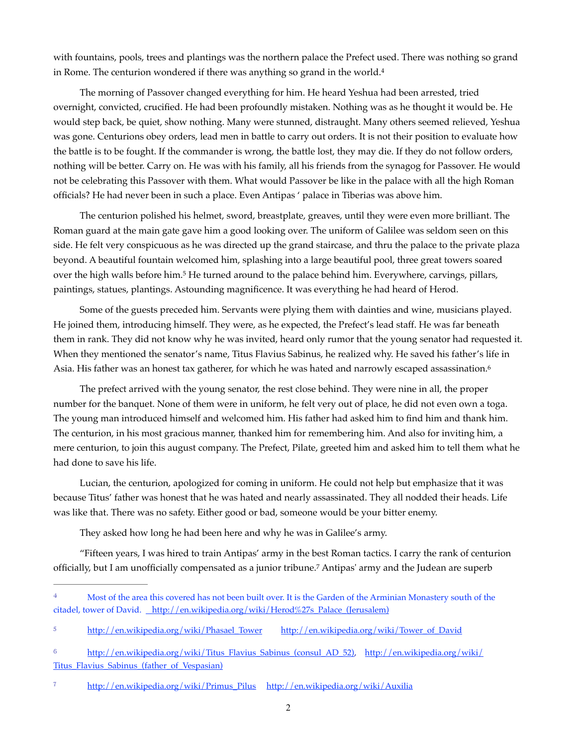with fountains, pools, trees and plantings was the northern palace the Prefect used. There was nothing so grand in Rome. The centurion wondered if there was anything so grand in the world.[4]

The morning of Passover changed everything for him. He heard Yeshua had been arrested, tried overnight, convicted, crucified. He had been profoundly mistaken. Nothing was as he thought it would be. He would step back, be quiet, show nothing. Many were stunned, distraught. Many others seemed relieved, Yeshua was gone. Centurions obey orders, lead men in battle to carry out orders. It is not their position to evaluate how the battle is to be fought. If the commander is wrong, the battle lost, they may die. If they do not follow orders, nothing will be better. Carry on. He was with his family, all his friends from the synagog for Passover. He would not be celebrating this Passover with them. What would Passover be like in the palace with all the high Roman officials? He had never been in such a place. Even Antipas ' palace in Tiberias was above him.

The centurion polished his helmet, sword, breastplate, greaves, until they were even more brilliant. The Roman guard at the main gate gave him a good looking over. The uniform of Galilee was seldom seen on this side. He felt very conspicuous as he was directed up the grand staircase, and thru the palace to the private plaza beyond. A beautiful fountain welcomed him, splashing into a large beautiful pool, three great towers soared over the high walls before him.[5] He turned around to the palace behind him. Everywhere, carvings, pillars, paintings, statues, plantings. Astounding magnificence. It was everything he had heard of Herod.

Some of the guests preceded him. Servants were plying them with dainties and wine, musicians played. He joined them, introducing himself. They were, as he expected, the Prefect's lead staff. He was far beneath them in rank. They did not know why he was invited, heard only rumor that the young senator had requested it. When they mentioned the senator's name, Titus Flavius Sabinus, he realized why. He saved his father's life in Asia. His father was an honest tax gatherer, for which he was hated and narrowly escaped assassination.[6]

The prefect arrived with the young senator, the rest close behind. They were nine in all, the proper number for the banquet. None of them were in uniform, he felt very out of place, he did not even own a toga. The young man introduced himself and welcomed him. His father had asked him to find him and thank him. The centurion, in his most gracious manner, thanked him for remembering him. And also for inviting him, a mere centurion, to join this august company. The Prefect, Pilate, greeted him and asked him to tell them what he had done to save his life.

Lucian, the centurion, apologized for coming in uniform. He could not help but emphasize that it was because Titus' father was honest that he was hated and nearly assassinated. They all nodded their heads. Life was like that. There was no safety. Either good or bad, someone would be your bitter enemy.

They asked how long he had been here and why he was in Galilee's army.

"Fifteen years, I was hired to train Antipas' army in the best Roman tactics. I carry the rank of centurion officially, but I am unofficially compensated as a junior tribune.[7] Antipas' army and the Judean are superb

---

[4] Most of the area this covered has not been built over. It is the Garden of the Arminian Monastery south of the citadel, tower of David. http://en.wikipedia.org/wiki/Herod%27s_Palace_(Jerusalem)

[5] http://en.wikipedia.org/wiki/Phasael_Tower http://en.wikipedia.org/wiki/Tower_of_David

[6] http://en.wikipedia.org/wiki/Titus_Flavius_Sabinus_(consul_AD_52), http://en.wikipedia.org/wiki/Titus_Flavius_Sabinus_(father_of_Vespasian)

[7] http://en.wikipedia.org/wiki/Primus_Pilus http://en.wikipedia.org/wiki/Auxilia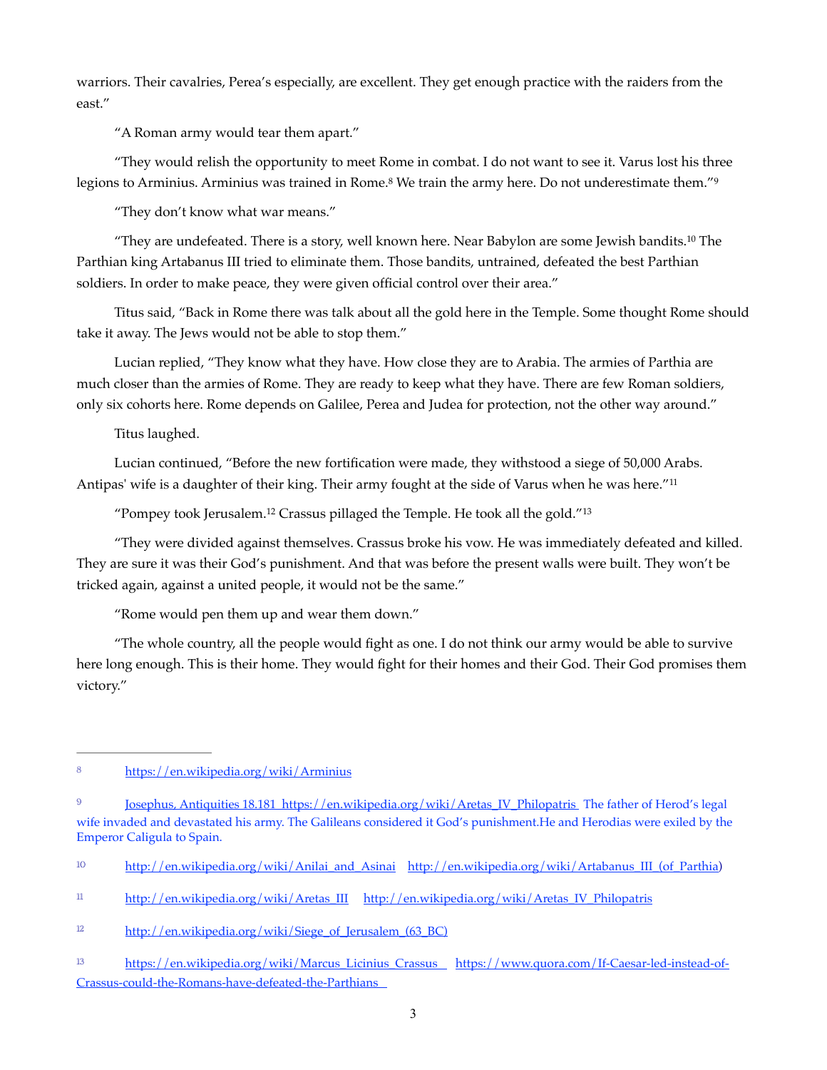warriors. Their cavalries, Perea's especially, are excellent. They get enough practice with the raiders from the east."

"A Roman army would tear them apart."

"They would relish the opportunity to meet Rome in combat. I do not want to see it. Varus lost his three legions to Arminius. Arminius was trained in Rome.[8] We train the army here. Do not underestimate them."[9]

"They don't know what war means."

"They are undefeated. There is a story, well known here. Near Babylon are some Jewish bandits.[10] The Parthian king Artabanus III tried to eliminate them. Those bandits, untrained, defeated the best Parthian soldiers. In order to make peace, they were given official control over their area."

Titus said, "Back in Rome there was talk about all the gold here in the Temple. Some thought Rome should take it away. The Jews would not be able to stop them."

Lucian replied, "They know what they have. How close they are to Arabia. The armies of Parthia are much closer than the armies of Rome. They are ready to keep what they have. There are few Roman soldiers, only six cohorts here. Rome depends on Galilee, Perea and Judea for protection, not the other way around."

Titus laughed.

Lucian continued, "Before the new fortification were made, they withstood a siege of 50,000 Arabs. Antipas' wife is a daughter of their king. Their army fought at the side of Varus when he was here."[11]

"Pompey took Jerusalem.[12] Crassus pillaged the Temple. He took all the gold."[13]

"They were divided against themselves. Crassus broke his vow. He was immediately defeated and killed. They are sure it was their God's punishment. And that was before the present walls were built. They won't be tricked again, against a united people, it would not be the same."

"Rome would pen them up and wear them down."

"The whole country, all the people would fight as one. I do not think our army would be able to survive here long enough. This is their home. They would fight for their homes and their God. Their God promises them victory."

---

8 https://en.wikipedia.org/wiki/Arminius

9 Josephus, Antiquities 18.181 https://en.wikipedia.org/wiki/Aretas_IV_Philopatris The father of Herod's legal wife invaded and devastated his army. The Galileans considered it God's punishment.He and Herodias were exiled by the Emperor Caligula to Spain.

10 http://en.wikipedia.org/wiki/Anilai_and_Asinai http://en.wikipedia.org/wiki/Artabanus_III_(of_Parthia)

11 http://en.wikipedia.org/wiki/Aretas_III http://en.wikipedia.org/wiki/Aretas_IV_Philopatris

12 http://en.wikipedia.org/wiki/Siege_of_Jerusalem_(63_BC)

13 https://en.wikipedia.org/wiki/Marcus_Licinius_Crassus https://www.quora.com/If-Caesar-led-instead-of-Crassus-could-the-Romans-have-defeated-the-Parthians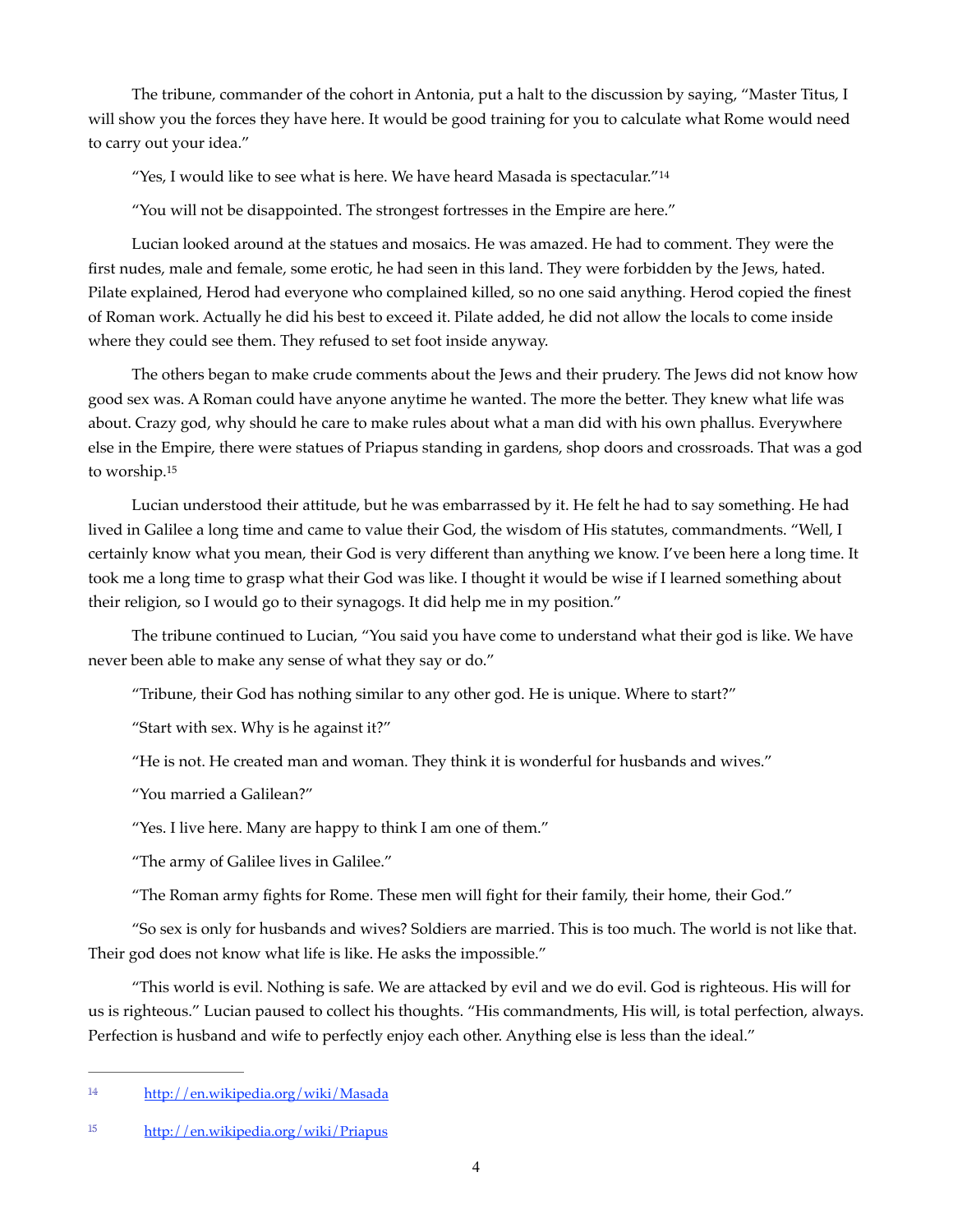The tribune, commander of the cohort in Antonia, put a halt to the discussion by saying, "Master Titus, I will show you the forces they have here. It would be good training for you to calculate what Rome would need to carry out your idea."

"Yes, I would like to see what is here. We have heard Masada is spectacular."[14]

"You will not be disappointed. The strongest fortresses in the Empire are here."

Lucian looked around at the statues and mosaics. He was amazed. He had to comment. They were the first nudes, male and female, some erotic, he had seen in this land. They were forbidden by the Jews, hated. Pilate explained, Herod had everyone who complained killed, so no one said anything. Herod copied the finest of Roman work. Actually he did his best to exceed it. Pilate added, he did not allow the locals to come inside where they could see them. They refused to set foot inside anyway.

The others began to make crude comments about the Jews and their prudery. The Jews did not know how good sex was. A Roman could have anyone anytime he wanted. The more the better. They knew what life was about. Crazy god, why should he care to make rules about what a man did with his own phallus. Everywhere else in the Empire, there were statues of Priapus standing in gardens, shop doors and crossroads. That was a god to worship.[15]

Lucian understood their attitude, but he was embarrassed by it. He felt he had to say something. He had lived in Galilee a long time and came to value their God, the wisdom of His statutes, commandments. "Well, I certainly know what you mean, their God is very different than anything we know. I've been here a long time. It took me a long time to grasp what their God was like. I thought it would be wise if I learned something about their religion, so I would go to their synagogs. It did help me in my position."

The tribune continued to Lucian, "You said you have come to understand what their god is like. We have never been able to make any sense of what they say or do."

"Tribune, their God has nothing similar to any other god. He is unique. Where to start?"

"Start with sex. Why is he against it?"

"He is not. He created man and woman. They think it is wonderful for husbands and wives."

"You married a Galilean?"

"Yes. I live here. Many are happy to think I am one of them."

"The army of Galilee lives in Galilee."

"The Roman army fights for Rome. These men will fight for their family, their home, their God."

"So sex is only for husbands and wives? Soldiers are married. This is too much. The world is not like that. Their god does not know what life is like. He asks the impossible."

"This world is evil. Nothing is safe. We are attacked by evil and we do evil. God is righteous. His will for us is righteous." Lucian paused to collect his thoughts. "His commandments, His will, is total perfection, always. Perfection is husband and wife to perfectly enjoy each other. Anything else is less than the ideal."

---

[14] http://en.wikipedia.org/wiki/Masada

[15] http://en.wikipedia.org/wiki/Priapus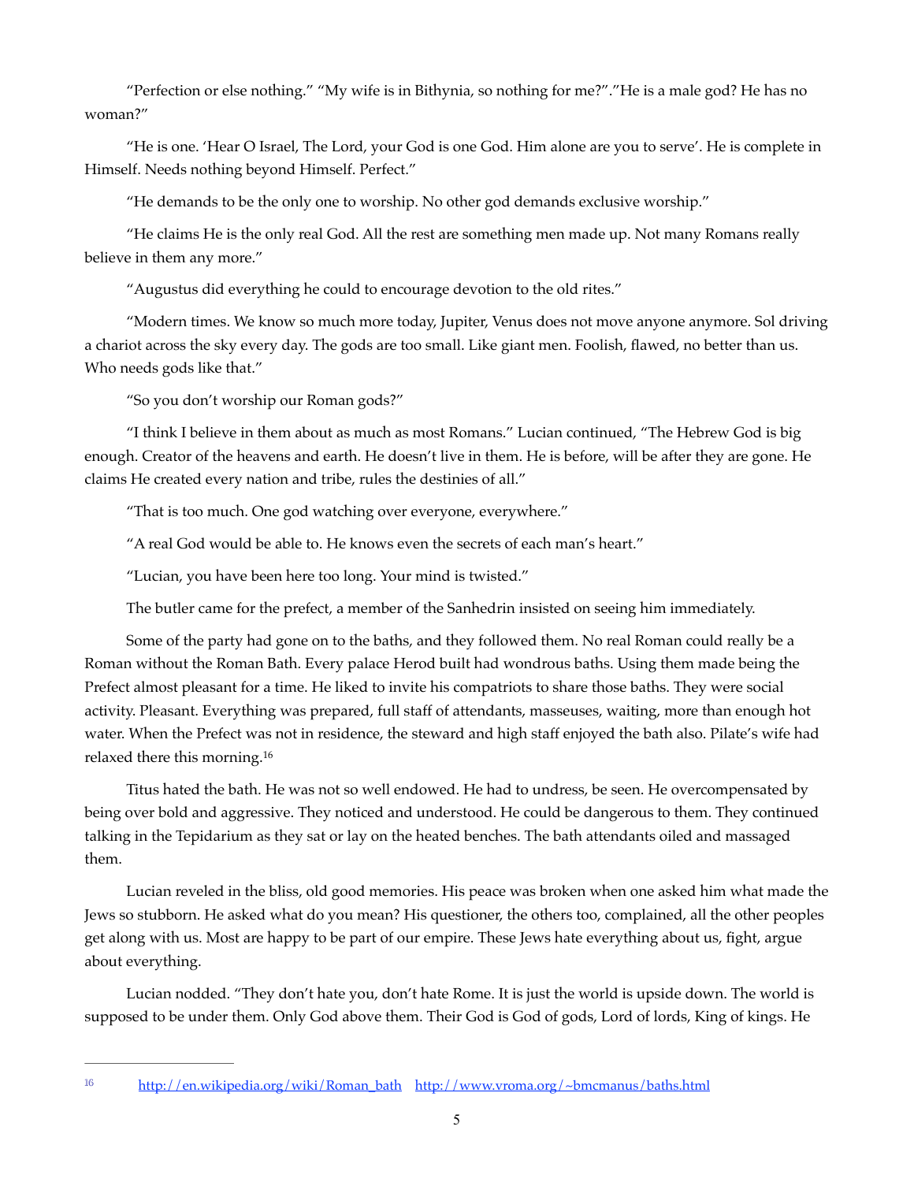"Perfection or else nothing." "My wife is in Bithynia, so nothing for me?"."He is a male god? He has no woman?"

"He is one. 'Hear O Israel, The Lord, your God is one God. Him alone are you to serve'. He is complete in Himself. Needs nothing beyond Himself. Perfect."

"He demands to be the only one to worship. No other god demands exclusive worship."

"He claims He is the only real God. All the rest are something men made up. Not many Romans really believe in them any more."

"Augustus did everything he could to encourage devotion to the old rites."

"Modern times. We know so much more today, Jupiter, Venus does not move anyone anymore. Sol driving a chariot across the sky every day. The gods are too small. Like giant men. Foolish, flawed, no better than us. Who needs gods like that."

"So you don't worship our Roman gods?"

"I think I believe in them about as much as most Romans." Lucian continued, "The Hebrew God is big enough. Creator of the heavens and earth. He doesn't live in them. He is before, will be after they are gone. He claims He created every nation and tribe, rules the destinies of all."

"That is too much. One god watching over everyone, everywhere."

"A real God would be able to. He knows even the secrets of each man's heart."

"Lucian, you have been here too long. Your mind is twisted."

The butler came for the prefect, a member of the Sanhedrin insisted on seeing him immediately.

Some of the party had gone on to the baths, and they followed them. No real Roman could really be a Roman without the Roman Bath. Every palace Herod built had wondrous baths. Using them made being the Prefect almost pleasant for a time. He liked to invite his compatriots to share those baths. They were social activity. Pleasant. Everything was prepared, full staff of attendants, masseuses, waiting, more than enough hot water. When the Prefect was not in residence, the steward and high staff enjoyed the bath also. Pilate's wife had relaxed there this morning.[16]

Titus hated the bath. He was not so well endowed. He had to undress, be seen. He overcompensated by being over bold and aggressive. They noticed and understood. He could be dangerous to them. They continued talking in the Tepidarium as they sat or lay on the heated benches. The bath attendants oiled and massaged them.

Lucian reveled in the bliss, old good memories. His peace was broken when one asked him what made the Jews so stubborn. He asked what do you mean? His questioner, the others too, complained, all the other peoples get along with us. Most are happy to be part of our empire. These Jews hate everything about us, fight, argue about everything.

Lucian nodded. "They don't hate you, don't hate Rome. It is just the world is upside down. The world is supposed to be under them. Only God above them. Their God is God of gods, Lord of lords, King of kings. He

---

[16] http://en.wikipedia.org/wiki/Roman_bath http://www.vroma.org/~bmcmanus/baths.html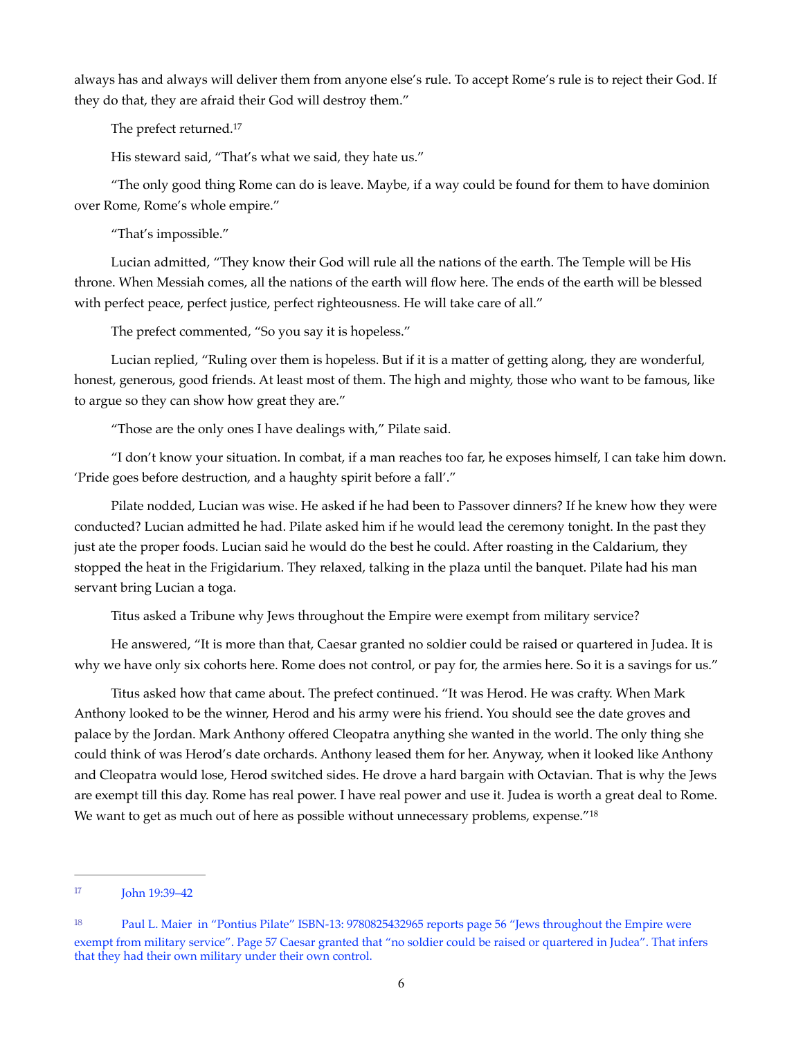always has and always will deliver them from anyone else's rule. To accept Rome's rule is to reject their God. If they do that, they are afraid their God will destroy them."

The prefect returned.[17]

His steward said, "That's what we said, they hate us."

"The only good thing Rome can do is leave. Maybe, if a way could be found for them to have dominion over Rome, Rome's whole empire."

"That's impossible."

Lucian admitted, "They know their God will rule all the nations of the earth. The Temple will be His throne. When Messiah comes, all the nations of the earth will flow here. The ends of the earth will be blessed with perfect peace, perfect justice, perfect righteousness. He will take care of all."

The prefect commented, "So you say it is hopeless."

Lucian replied, "Ruling over them is hopeless. But if it is a matter of getting along, they are wonderful, honest, generous, good friends. At least most of them. The high and mighty, those who want to be famous, like to argue so they can show how great they are."

"Those are the only ones I have dealings with," Pilate said.

"I don't know your situation. In combat, if a man reaches too far, he exposes himself, I can take him down. 'Pride goes before destruction, and a haughty spirit before a fall'."

Pilate nodded, Lucian was wise. He asked if he had been to Passover dinners? If he knew how they were conducted? Lucian admitted he had. Pilate asked him if he would lead the ceremony tonight. In the past they just ate the proper foods. Lucian said he would do the best he could. After roasting in the Caldarium, they stopped the heat in the Frigidarium. They relaxed, talking in the plaza until the banquet. Pilate had his man servant bring Lucian a toga.

Titus asked a Tribune why Jews throughout the Empire were exempt from military service?

He answered, "It is more than that, Caesar granted no soldier could be raised or quartered in Judea. It is why we have only six cohorts here. Rome does not control, or pay for, the armies here. So it is a savings for us."

Titus asked how that came about. The prefect continued. "It was Herod. He was crafty. When Mark Anthony looked to be the winner, Herod and his army were his friend. You should see the date groves and palace by the Jordan. Mark Anthony offered Cleopatra anything she wanted in the world. The only thing she could think of was Herod's date orchards. Anthony leased them for her. Anyway, when it looked like Anthony and Cleopatra would lose, Herod switched sides. He drove a hard bargain with Octavian. That is why the Jews are exempt till this day. Rome has real power. I have real power and use it. Judea is worth a great deal to Rome. We want to get as much out of here as possible without unnecessary problems, expense."[18]

---

[17] John 19:39–42

[18] Paul L. Maier in "Pontius Pilate" ISBN-13: 9780825432965 reports page 56 "Jews throughout the Empire were exempt from military service". Page 57 Caesar granted that "no soldier could be raised or quartered in Judea". That infers that they had their own military under their own control.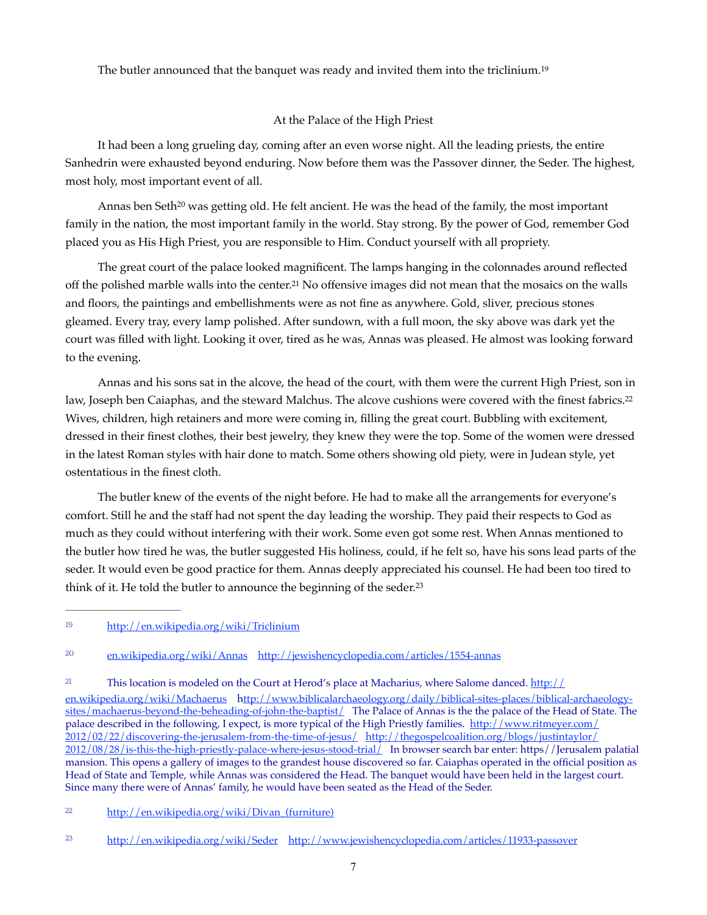The butler announced that the banquet was ready and invited them into the triclinium.[19]

At the Palace of the High Priest

It had been a long grueling day, coming after an even worse night. All the leading priests, the entire Sanhedrin were exhausted beyond enduring. Now before them was the Passover dinner, the Seder. The highest, most holy, most important event of all.

Annas ben Seth[20] was getting old. He felt ancient. He was the head of the family, the most important family in the nation, the most important family in the world. Stay strong. By the power of God, remember God placed you as His High Priest, you are responsible to Him. Conduct yourself with all propriety.

The great court of the palace looked magnificent. The lamps hanging in the colonnades around reflected off the polished marble walls into the center.[21] No offensive images did not mean that the mosaics on the walls and floors, the paintings and embellishments were as not fine as anywhere. Gold, sliver, precious stones gleamed. Every tray, every lamp polished. After sundown, with a full moon, the sky above was dark yet the court was filled with light. Looking it over, tired as he was, Annas was pleased. He almost was looking forward to the evening.

Annas and his sons sat in the alcove, the head of the court, with them were the current High Priest, son in law, Joseph ben Caiaphas, and the steward Malchus. The alcove cushions were covered with the finest fabrics.[22] Wives, children, high retainers and more were coming in, filling the great court. Bubbling with excitement, dressed in their finest clothes, their best jewelry, they knew they were the top. Some of the women were dressed in the latest Roman styles with hair done to match. Some others showing old piety, were in Judean style, yet ostentatious in the finest cloth.

The butler knew of the events of the night before. He had to make all the arrangements for everyone's comfort. Still he and the staff had not spent the day leading the worship. They paid their respects to God as much as they could without interfering with their work. Some even got some rest. When Annas mentioned to the butler how tired he was, the butler suggested His holiness, could, if he felt so, have his sons lead parts of the seder. It would even be good practice for them. Annas deeply appreciated his counsel. He had been too tired to think of it. He told the butler to announce the beginning of the seder.[23]

---

[19] http://en.wikipedia.org/wiki/Triclinium

[20] en.wikipedia.org/wiki/Annas http://jewishencyclopedia.com/articles/1554-annas

[21] This location is modeled on the Court at Herod's place at Macharius, where Salome danced. http://en.wikipedia.org/wiki/Machaerus http://www.biblicalarchaeology.org/daily/biblical-sites-places/biblical-archaeology-sites/machaerus-beyond-the-beheading-of-john-the-baptist/ The Palace of Annas is the the palace of the Head of State. The palace described in the following, I expect, is more typical of the High Priestly families. http://www.ritmeyer.com/2012/02/22/discovering-the-jerusalem-from-the-time-of-jesus/ http://thegospelcoalition.org/blogs/justintaylor/2012/08/28/is-this-the-high-priestly-palace-where-jesus-stood-trial/ In browser search bar enter: https//Jerusalem palatial mansion. This opens a gallery of images to the grandest house discovered so far. Caiaphas operated in the official position as Head of State and Temple, while Annas was considered the Head. The banquet would have been held in the largest court. Since many there were of Annas' family, he would have been seated as the Head of the Seder.

[22] http://en.wikipedia.org/wiki/Divan_(furniture)

[23] http://en.wikipedia.org/wiki/Seder http://www.jewishencyclopedia.com/articles/11933-passover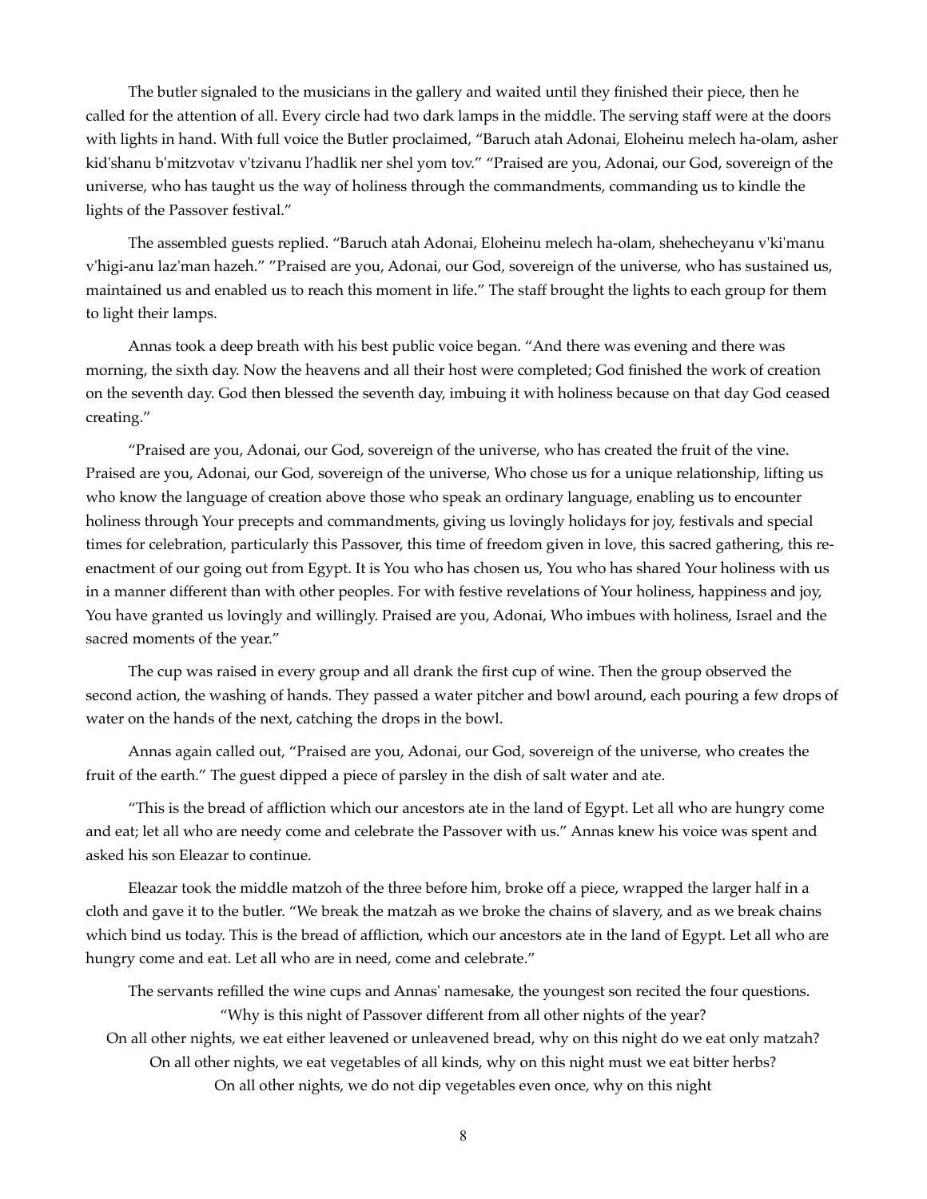The butler signaled to the musicians in the gallery and waited until they finished their piece, then he called for the attention of all. Every circle had two dark lamps in the middle. The serving staff were at the doors with lights in hand. With full voice the Butler proclaimed, "Baruch atah Adonai, Eloheinu melech ha-olam, asher kid'shanu b'mitzvotav v'tzivanu l'hadlik ner shel yom tov." "Praised are you, Adonai, our God, sovereign of the universe, who has taught us the way of holiness through the commandments, commanding us to kindle the lights of the Passover festival."

The assembled guests replied. "Baruch atah Adonai, Eloheinu melech ha-olam, shehecheyanu v'ki'manu v'higi-anu laz'man hazeh." "Praised are you, Adonai, our God, sovereign of the universe, who has sustained us, maintained us and enabled us to reach this moment in life." The staff brought the lights to each group for them to light their lamps.

Annas took a deep breath with his best public voice began. "And there was evening and there was morning, the sixth day. Now the heavens and all their host were completed; God finished the work of creation on the seventh day. God then blessed the seventh day, imbuing it with holiness because on that day God ceased creating."

"Praised are you, Adonai, our God, sovereign of the universe, who has created the fruit of the vine. Praised are you, Adonai, our God, sovereign of the universe, Who chose us for a unique relationship, lifting us who know the language of creation above those who speak an ordinary language, enabling us to encounter holiness through Your precepts and commandments, giving us lovingly holidays for joy, festivals and special times for celebration, particularly this Passover, this time of freedom given in love, this sacred gathering, this re-enactment of our going out from Egypt. It is You who has chosen us, You who has shared Your holiness with us in a manner different than with other peoples. For with festive revelations of Your holiness, happiness and joy, You have granted us lovingly and willingly. Praised are you, Adonai, Who imbues with holiness, Israel and the sacred moments of the year."

The cup was raised in every group and all drank the first cup of wine. Then the group observed the second action, the washing of hands. They passed a water pitcher and bowl around, each pouring a few drops of water on the hands of the next, catching the drops in the bowl.

Annas again called out, "Praised are you, Adonai, our God, sovereign of the universe, who creates the fruit of the earth." The guest dipped a piece of parsley in the dish of salt water and ate.

"This is the bread of affliction which our ancestors ate in the land of Egypt. Let all who are hungry come and eat; let all who are needy come and celebrate the Passover with us." Annas knew his voice was spent and asked his son Eleazar to continue.

Eleazar took the middle matzoh of the three before him, broke off a piece, wrapped the larger half in a cloth and gave it to the butler. "We break the matzah as we broke the chains of slavery, and as we break chains which bind us today. This is the bread of affliction, which our ancestors ate in the land of Egypt. Let all who are hungry come and eat. Let all who are in need, come and celebrate."

The servants refilled the wine cups and Annas' namesake, the youngest son recited the four questions.

"Why is this night of Passover different from all other nights of the year?

On all other nights, we eat either leavened or unleavened bread, why on this night do we eat only matzah?

On all other nights, we eat vegetables of all kinds, why on this night must we eat bitter herbs?

On all other nights, we do not dip vegetables even once, why on this night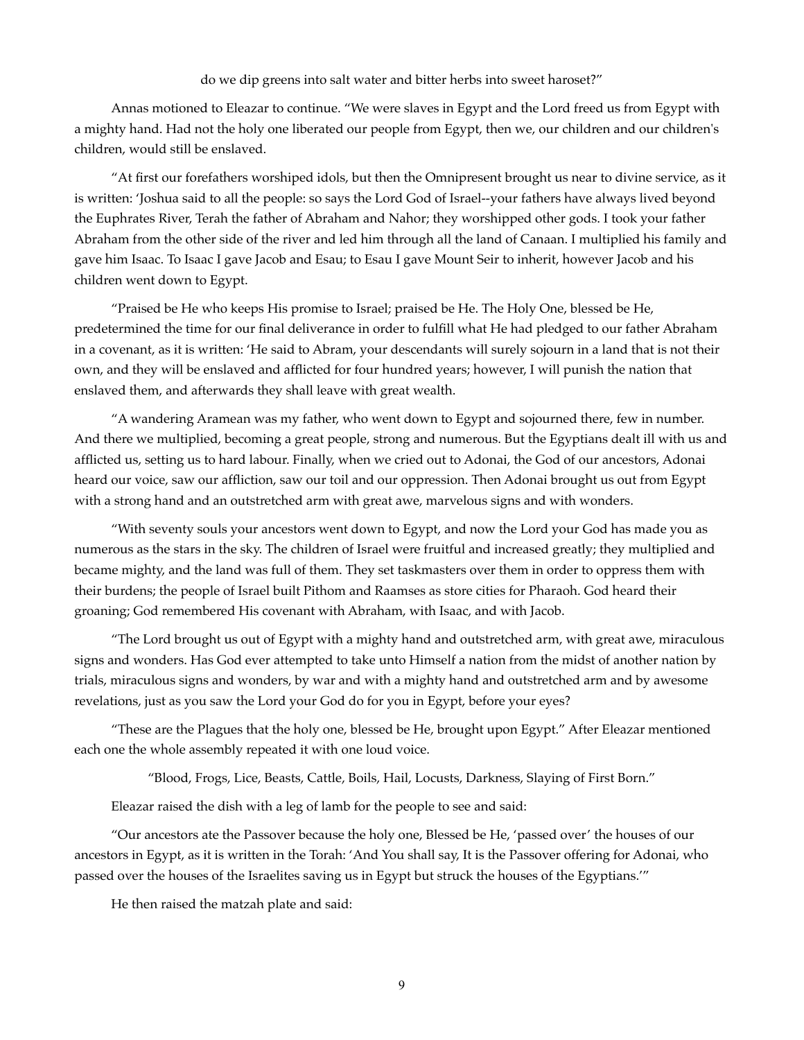do we dip greens into salt water and bitter herbs into sweet haroset?"

Annas motioned to Eleazar to continue. "We were slaves in Egypt and the Lord freed us from Egypt with a mighty hand. Had not the holy one liberated our people from Egypt, then we, our children and our children's children, would still be enslaved.

"At first our forefathers worshiped idols, but then the Omnipresent brought us near to divine service, as it is written: 'Joshua said to all the people: so says the Lord God of Israel--your fathers have always lived beyond the Euphrates River, Terah the father of Abraham and Nahor; they worshipped other gods. I took your father Abraham from the other side of the river and led him through all the land of Canaan. I multiplied his family and gave him Isaac. To Isaac I gave Jacob and Esau; to Esau I gave Mount Seir to inherit, however Jacob and his children went down to Egypt.

"Praised be He who keeps His promise to Israel; praised be He. The Holy One, blessed be He, predetermined the time for our final deliverance in order to fulfill what He had pledged to our father Abraham in a covenant, as it is written: 'He said to Abram, your descendants will surely sojourn in a land that is not their own, and they will be enslaved and afflicted for four hundred years; however, I will punish the nation that enslaved them, and afterwards they shall leave with great wealth.

"A wandering Aramean was my father, who went down to Egypt and sojourned there, few in number. And there we multiplied, becoming a great people, strong and numerous. But the Egyptians dealt ill with us and afflicted us, setting us to hard labour. Finally, when we cried out to Adonai, the God of our ancestors, Adonai heard our voice, saw our affliction, saw our toil and our oppression. Then Adonai brought us out from Egypt with a strong hand and an outstretched arm with great awe, marvelous signs and with wonders.

"With seventy souls your ancestors went down to Egypt, and now the Lord your God has made you as numerous as the stars in the sky. The children of Israel were fruitful and increased greatly; they multiplied and became mighty, and the land was full of them. They set taskmasters over them in order to oppress them with their burdens; the people of Israel built Pithom and Raamses as store cities for Pharaoh. God heard their groaning; God remembered His covenant with Abraham, with Isaac, and with Jacob.

"The Lord brought us out of Egypt with a mighty hand and outstretched arm, with great awe, miraculous signs and wonders. Has God ever attempted to take unto Himself a nation from the midst of another nation by trials, miraculous signs and wonders, by war and with a mighty hand and outstretched arm and by awesome revelations, just as you saw the Lord your God do for you in Egypt, before your eyes?

"These are the Plagues that the holy one, blessed be He, brought upon Egypt." After Eleazar mentioned each one the whole assembly repeated it with one loud voice.

"Blood, Frogs, Lice, Beasts, Cattle, Boils, Hail, Locusts, Darkness, Slaying of First Born."

Eleazar raised the dish with a leg of lamb for the people to see and said:

"Our ancestors ate the Passover because the holy one, Blessed be He, 'passed over' the houses of our ancestors in Egypt, as it is written in the Torah: 'And You shall say, It is the Passover offering for Adonai, who passed over the houses of the Israelites saving us in Egypt but struck the houses of the Egyptians.'"

He then raised the matzah plate and said: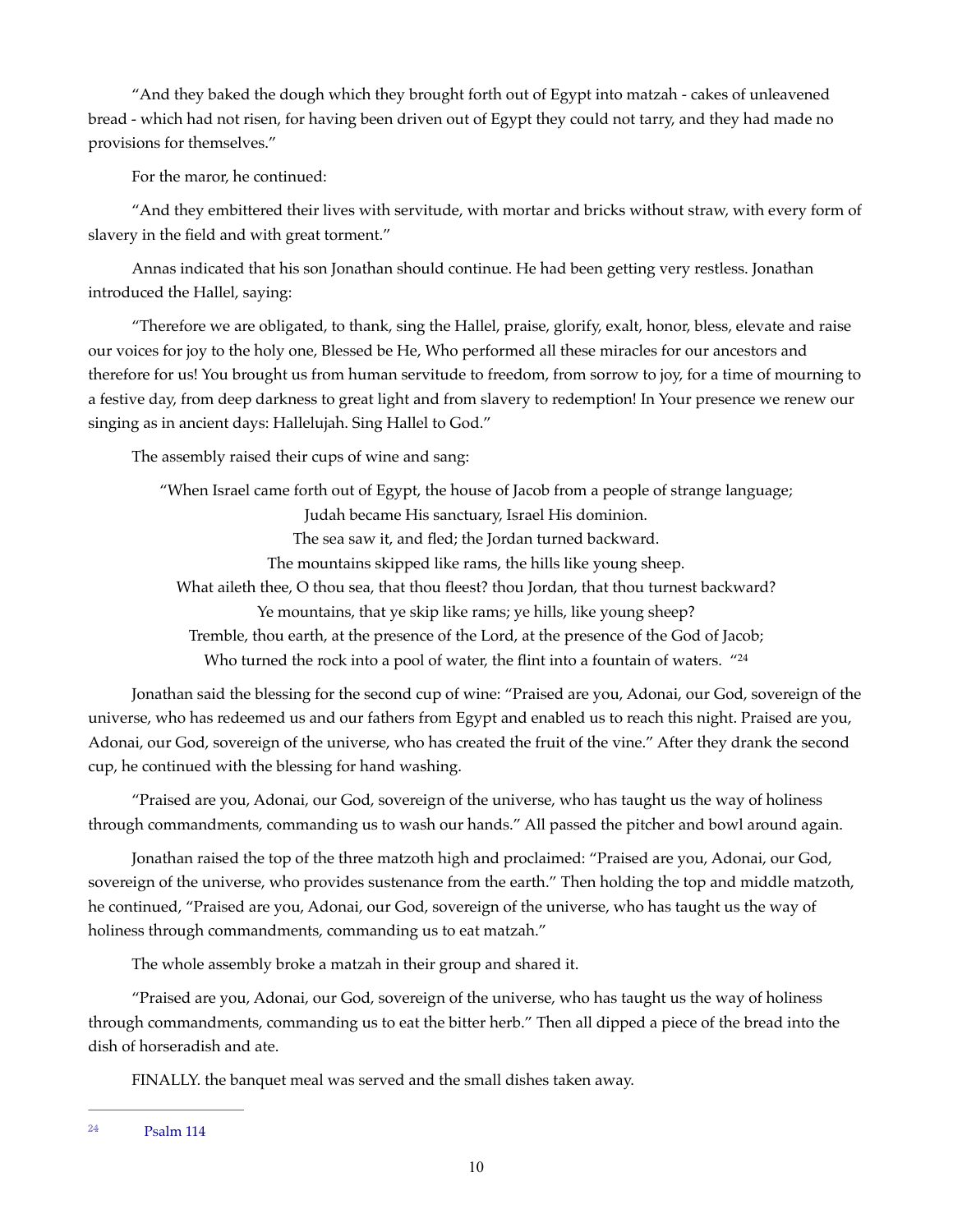"And they baked the dough which they brought forth out of Egypt into matzah - cakes of unleavened bread - which had not risen, for having been driven out of Egypt they could not tarry, and they had made no provisions for themselves."

For the maror, he continued:

"And they embittered their lives with servitude, with mortar and bricks without straw, with every form of slavery in the field and with great torment."

Annas indicated that his son Jonathan should continue. He had been getting very restless. Jonathan introduced the Hallel, saying:

"Therefore we are obligated, to thank, sing the Hallel, praise, glorify, exalt, honor, bless, elevate and raise our voices for joy to the holy one, Blessed be He, Who performed all these miracles for our ancestors and therefore for us! You brought us from human servitude to freedom, from sorrow to joy, for a time of mourning to a festive day, from deep darkness to great light and from slavery to redemption! In Your presence we renew our singing as in ancient days: Hallelujah. Sing Hallel to God."

The assembly raised their cups of wine and sang:

"When Israel came forth out of Egypt, the house of Jacob from a people of strange language;
Judah became His sanctuary, Israel His dominion.
The sea saw it, and fled; the Jordan turned backward.
The mountains skipped like rams, the hills like young sheep.
What aileth thee, O thou sea, that thou fleest? thou Jordan, that thou turnest backward?
Ye mountains, that ye skip like rams; ye hills, like young sheep?
Tremble, thou earth, at the presence of the Lord, at the presence of the God of Jacob;
Who turned the rock into a pool of water, the flint into a fountain of waters. "[24]

Jonathan said the blessing for the second cup of wine: "Praised are you, Adonai, our God, sovereign of the universe, who has redeemed us and our fathers from Egypt and enabled us to reach this night. Praised are you, Adonai, our God, sovereign of the universe, who has created the fruit of the vine." After they drank the second cup, he continued with the blessing for hand washing.

"Praised are you, Adonai, our God, sovereign of the universe, who has taught us the way of holiness through commandments, commanding us to wash our hands." All passed the pitcher and bowl around again.

Jonathan raised the top of the three matzoth high and proclaimed: "Praised are you, Adonai, our God, sovereign of the universe, who provides sustenance from the earth." Then holding the top and middle matzoth, he continued, "Praised are you, Adonai, our God, sovereign of the universe, who has taught us the way of holiness through commandments, commanding us to eat matzah."

The whole assembly broke a matzah in their group and shared it.

"Praised are you, Adonai, our God, sovereign of the universe, who has taught us the way of holiness through commandments, commanding us to eat the bitter herb." Then all dipped a piece of the bread into the dish of horseradish and ate.

FINALLY. the banquet meal was served and the small dishes taken away.

---

[24] Psalm 114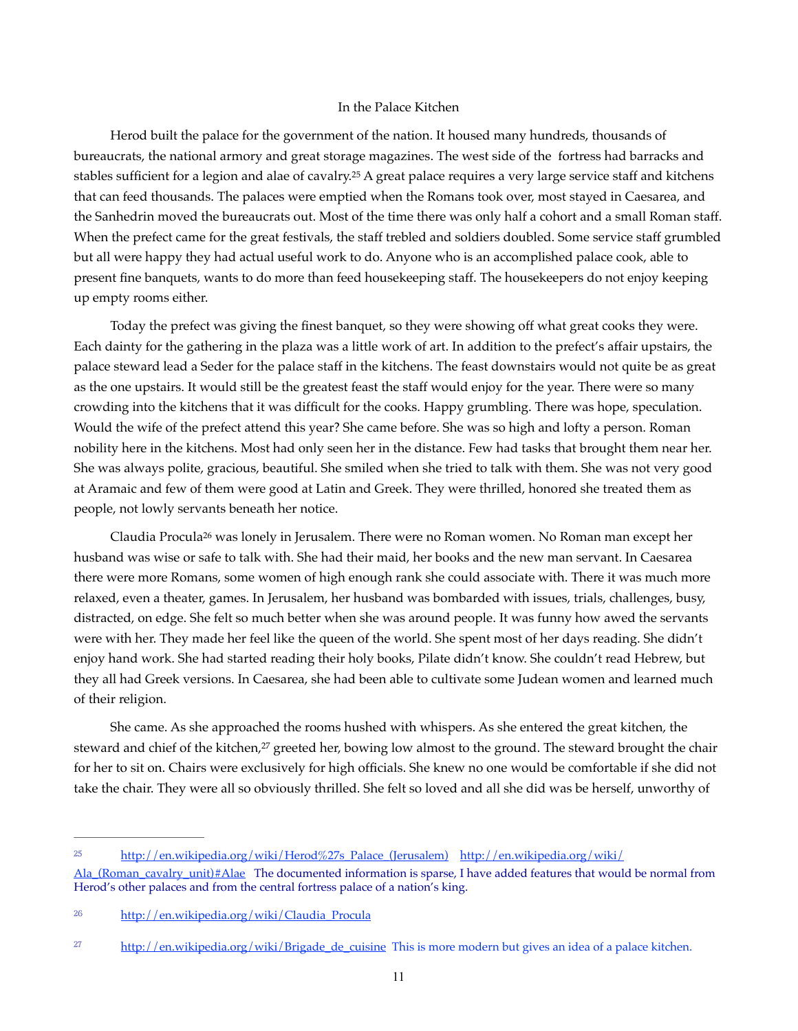## In the Palace Kitchen

Herod built the palace for the government of the nation. It housed many hundreds, thousands of bureaucrats, the national armory and great storage magazines. The west side of the fortress had barracks and stables sufficient for a legion and alae of cavalry.[25] A great palace requires a very large service staff and kitchens that can feed thousands. The palaces were emptied when the Romans took over, most stayed in Caesarea, and the Sanhedrin moved the bureaucrats out. Most of the time there was only half a cohort and a small Roman staff. When the prefect came for the great festivals, the staff trebled and soldiers doubled. Some service staff grumbled but all were happy they had actual useful work to do. Anyone who is an accomplished palace cook, able to present fine banquets, wants to do more than feed housekeeping staff. The housekeepers do not enjoy keeping up empty rooms either.

Today the prefect was giving the finest banquet, so they were showing off what great cooks they were. Each dainty for the gathering in the plaza was a little work of art. In addition to the prefect's affair upstairs, the palace steward lead a Seder for the palace staff in the kitchens. The feast downstairs would not quite be as great as the one upstairs. It would still be the greatest feast the staff would enjoy for the year. There were so many crowding into the kitchens that it was difficult for the cooks. Happy grumbling. There was hope, speculation. Would the wife of the prefect attend this year? She came before. She was so high and lofty a person. Roman nobility here in the kitchens. Most had only seen her in the distance. Few had tasks that brought them near her. She was always polite, gracious, beautiful. She smiled when she tried to talk with them. She was not very good at Aramaic and few of them were good at Latin and Greek. They were thrilled, honored she treated them as people, not lowly servants beneath her notice.

Claudia Procula[26] was lonely in Jerusalem. There were no Roman women. No Roman man except her husband was wise or safe to talk with. She had their maid, her books and the new man servant. In Caesarea there were more Romans, some women of high enough rank she could associate with. There it was much more relaxed, even a theater, games. In Jerusalem, her husband was bombarded with issues, trials, challenges, busy, distracted, on edge. She felt so much better when she was around people. It was funny how awed the servants were with her. They made her feel like the queen of the world. She spent most of her days reading. She didn't enjoy hand work. She had started reading their holy books, Pilate didn't know. She couldn't read Hebrew, but they all had Greek versions. In Caesarea, she had been able to cultivate some Judean women and learned much of their religion.

She came. As she approached the rooms hushed with whispers. As she entered the great kitchen, the steward and chief of the kitchen,[27] greeted her, bowing low almost to the ground. The steward brought the chair for her to sit on. Chairs were exclusively for high officials. She knew no one would be comfortable if she did not take the chair. They were all so obviously thrilled. She felt so loved and all she did was be herself, unworthy of

---

[25] http://en.wikipedia.org/wiki/Herod%27s_Palace_(Jerusalem) http://en.wikipedia.org/wiki/Ala_(Roman_cavalry_unit)#Alae The documented information is sparse, I have added features that would be normal from Herod's other palaces and from the central fortress palace of a nation's king.

[26] http://en.wikipedia.org/wiki/Claudia_Procula

[27] http://en.wikipedia.org/wiki/Brigade_de_cuisine This is more modern but gives an idea of a palace kitchen.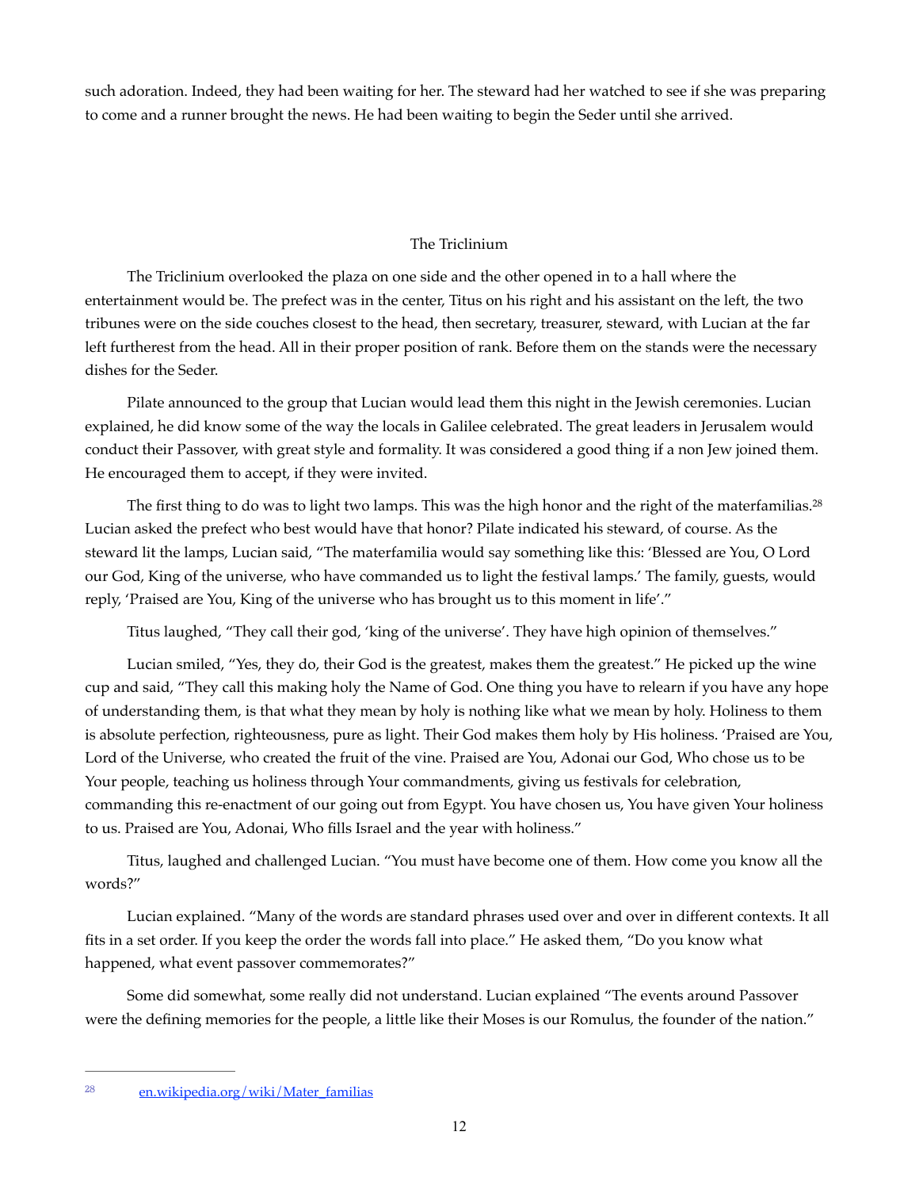such adoration. Indeed, they had been waiting for her. The steward had her watched to see if she was preparing to come and a runner brought the news. He had been waiting to begin the Seder until she arrived.

## The Triclinium

The Triclinium overlooked the plaza on one side and the other opened in to a hall where the entertainment would be. The prefect was in the center, Titus on his right and his assistant on the left, the two tribunes were on the side couches closest to the head, then secretary, treasurer, steward, with Lucian at the far left furtherest from the head. All in their proper position of rank. Before them on the stands were the necessary dishes for the Seder.

Pilate announced to the group that Lucian would lead them this night in the Jewish ceremonies. Lucian explained, he did know some of the way the locals in Galilee celebrated. The great leaders in Jerusalem would conduct their Passover, with great style and formality. It was considered a good thing if a non Jew joined them. He encouraged them to accept, if they were invited.

The first thing to do was to light two lamps. This was the high honor and the right of the materfamilias.[28] Lucian asked the prefect who best would have that honor? Pilate indicated his steward, of course. As the steward lit the lamps, Lucian said, "The materfamilia would say something like this: 'Blessed are You, O Lord our God, King of the universe, who have commanded us to light the festival lamps.' The family, guests, would reply, 'Praised are You, King of the universe who has brought us to this moment in life'."

Titus laughed, "They call their god, 'king of the universe'. They have high opinion of themselves."

Lucian smiled, "Yes, they do, their God is the greatest, makes them the greatest." He picked up the wine cup and said, "They call this making holy the Name of God. One thing you have to relearn if you have any hope of understanding them, is that what they mean by holy is nothing like what we mean by holy. Holiness to them is absolute perfection, righteousness, pure as light. Their God makes them holy by His holiness. 'Praised are You, Lord of the Universe, who created the fruit of the vine. Praised are You, Adonai our God, Who chose us to be Your people, teaching us holiness through Your commandments, giving us festivals for celebration, commanding this re-enactment of our going out from Egypt. You have chosen us, You have given Your holiness to us. Praised are You, Adonai, Who fills Israel and the year with holiness."

Titus, laughed and challenged Lucian. "You must have become one of them. How come you know all the words?"

Lucian explained. "Many of the words are standard phrases used over and over in different contexts. It all fits in a set order. If you keep the order the words fall into place." He asked them, "Do you know what happened, what event passover commemorates?"

Some did somewhat, some really did not understand. Lucian explained "The events around Passover were the defining memories for the people, a little like their Moses is our Romulus, the founder of the nation."

---

[28] en.wikipedia.org/wiki/Mater_familias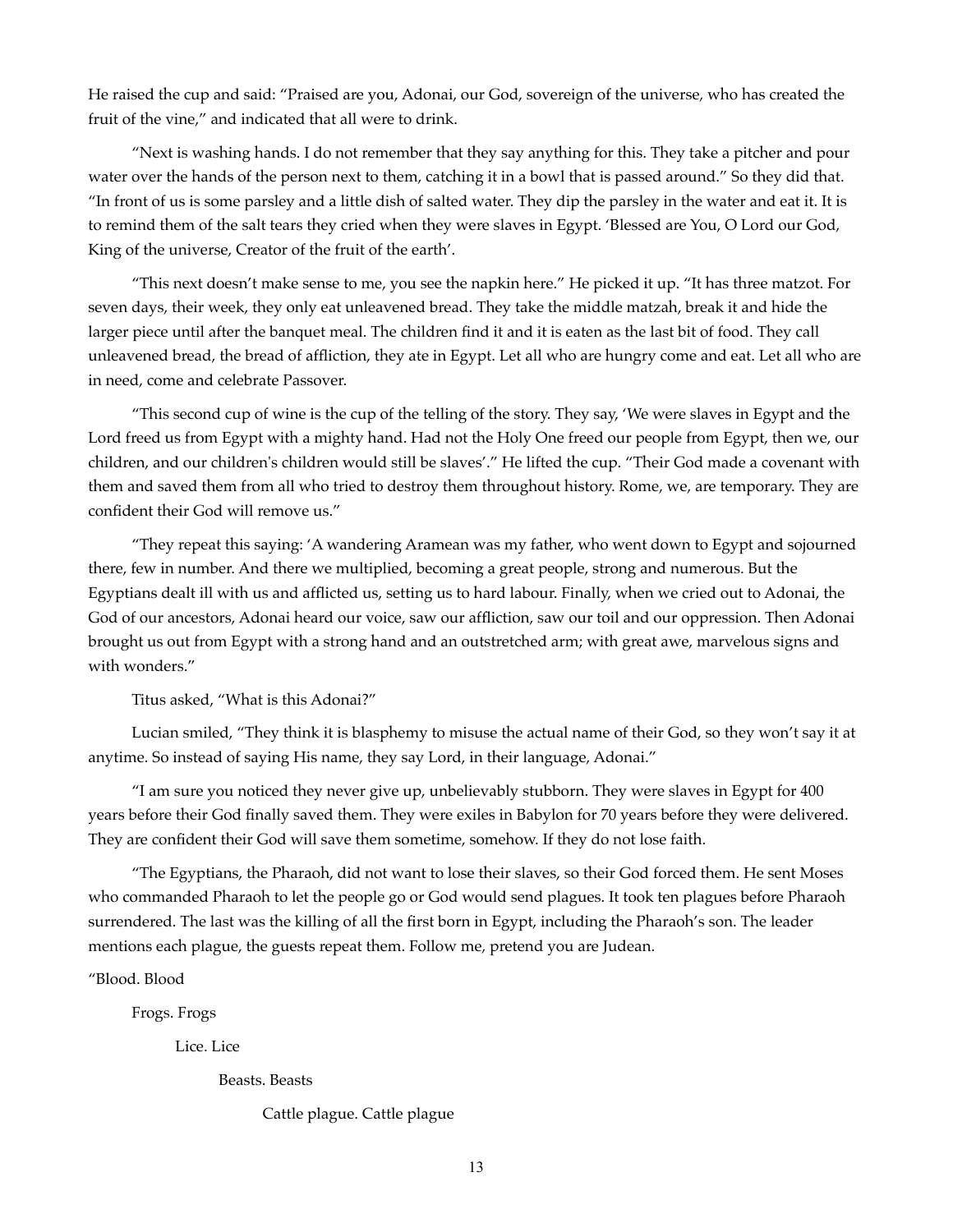He raised the cup and said: "Praised are you, Adonai, our God, sovereign of the universe, who has created the fruit of the vine," and indicated that all were to drink.

"Next is washing hands. I do not remember that they say anything for this. They take a pitcher and pour water over the hands of the person next to them, catching it in a bowl that is passed around." So they did that. "In front of us is some parsley and a little dish of salted water. They dip the parsley in the water and eat it. It is to remind them of the salt tears they cried when they were slaves in Egypt. 'Blessed are You, O Lord our God, King of the universe, Creator of the fruit of the earth'.

"This next doesn't make sense to me, you see the napkin here." He picked it up. "It has three matzot. For seven days, their week, they only eat unleavened bread. They take the middle matzah, break it and hide the larger piece until after the banquet meal. The children find it and it is eaten as the last bit of food. They call unleavened bread, the bread of affliction, they ate in Egypt. Let all who are hungry come and eat. Let all who are in need, come and celebrate Passover.

"This second cup of wine is the cup of the telling of the story. They say, 'We were slaves in Egypt and the Lord freed us from Egypt with a mighty hand. Had not the Holy One freed our people from Egypt, then we, our children, and our children's children would still be slaves'." He lifted the cup. "Their God made a covenant with them and saved them from all who tried to destroy them throughout history. Rome, we, are temporary. They are confident their God will remove us."

"They repeat this saying: 'A wandering Aramean was my father, who went down to Egypt and sojourned there, few in number. And there we multiplied, becoming a great people, strong and numerous. But the Egyptians dealt ill with us and afflicted us, setting us to hard labour. Finally, when we cried out to Adonai, the God of our ancestors, Adonai heard our voice, saw our affliction, saw our toil and our oppression. Then Adonai brought us out from Egypt with a strong hand and an outstretched arm; with great awe, marvelous signs and with wonders."

Titus asked, "What is this Adonai?"

Lucian smiled, "They think it is blasphemy to misuse the actual name of their God, so they won't say it at anytime. So instead of saying His name, they say Lord, in their language, Adonai."

"I am sure you noticed they never give up, unbelievably stubborn. They were slaves in Egypt for 400 years before their God finally saved them. They were exiles in Babylon for 70 years before they were delivered. They are confident their God will save them sometime, somehow. If they do not lose faith.

"The Egyptians, the Pharaoh, did not want to lose their slaves, so their God forced them. He sent Moses who commanded Pharaoh to let the people go or God would send plagues. It took ten plagues before Pharaoh surrendered. The last was the killing of all the first born in Egypt, including the Pharaoh's son. The leader mentions each plague, the guests repeat them. Follow me, pretend you are Judean.

"Blood. Blood

Frogs. Frogs

Lice. Lice

Beasts. Beasts

Cattle plague. Cattle plague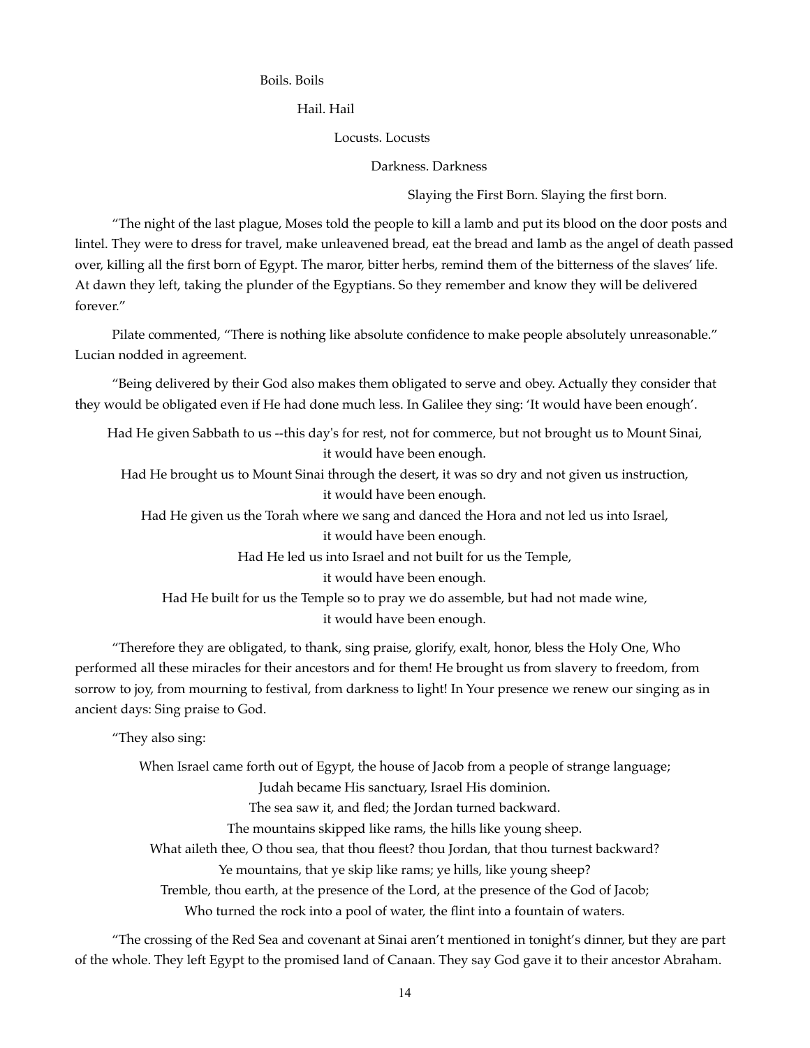Boils. Boils

Hail. Hail

Locusts. Locusts

Darkness. Darkness

Slaying the First Born. Slaying the first born.

"The night of the last plague, Moses told the people to kill a lamb and put its blood on the door posts and lintel. They were to dress for travel, make unleavened bread, eat the bread and lamb as the angel of death passed over, killing all the first born of Egypt. The maror, bitter herbs, remind them of the bitterness of the slaves' life. At dawn they left, taking the plunder of the Egyptians. So they remember and know they will be delivered forever."

Pilate commented, "There is nothing like absolute confidence to make people absolutely unreasonable." Lucian nodded in agreement.

"Being delivered by their God also makes them obligated to serve and obey. Actually they consider that they would be obligated even if He had done much less. In Galilee they sing: 'It would have been enough'.

Had He given Sabbath to us --this day's for rest, not for commerce, but not brought us to Mount Sinai,
it would have been enough.
Had He brought us to Mount Sinai through the desert, it was so dry and not given us instruction,
it would have been enough.
Had He given us the Torah where we sang and danced the Hora and not led us into Israel,
it would have been enough.
Had He led us into Israel and not built for us the Temple,
it would have been enough.
Had He built for us the Temple so to pray we do assemble, but had not made wine,
it would have been enough.

"Therefore they are obligated, to thank, sing praise, glorify, exalt, honor, bless the Holy One, Who performed all these miracles for their ancestors and for them! He brought us from slavery to freedom, from sorrow to joy, from mourning to festival, from darkness to light! In Your presence we renew our singing as in ancient days: Sing praise to God.

"They also sing:

When Israel came forth out of Egypt, the house of Jacob from a people of strange language;
Judah became His sanctuary, Israel His dominion.
The sea saw it, and fled; the Jordan turned backward.
The mountains skipped like rams, the hills like young sheep.
What aileth thee, O thou sea, that thou fleest? thou Jordan, that thou turnest backward?
Ye mountains, that ye skip like rams; ye hills, like young sheep?
Tremble, thou earth, at the presence of the Lord, at the presence of the God of Jacob;
Who turned the rock into a pool of water, the flint into a fountain of waters.

"The crossing of the Red Sea and covenant at Sinai aren't mentioned in tonight's dinner, but they are part of the whole. They left Egypt to the promised land of Canaan. They say God gave it to their ancestor Abraham.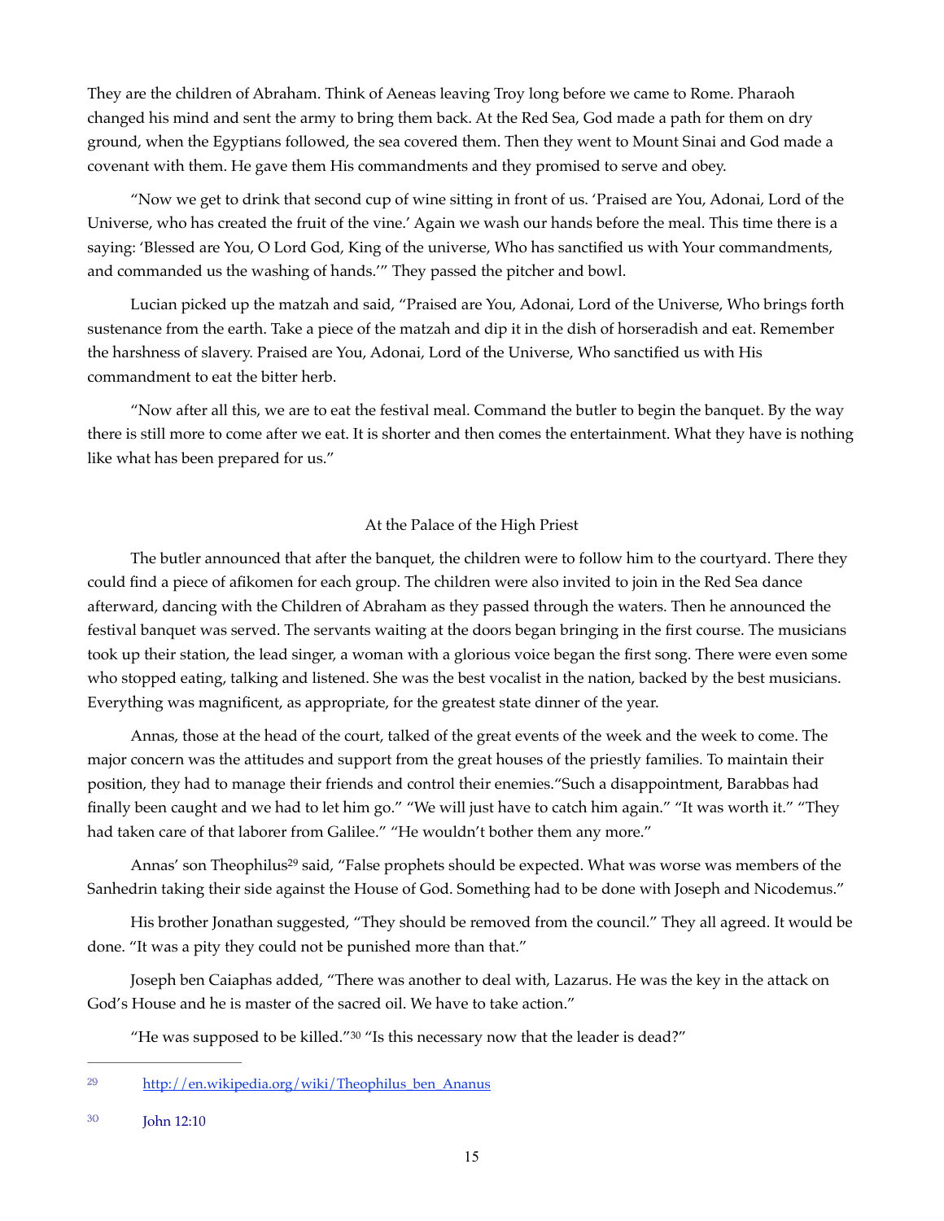They are the children of Abraham. Think of Aeneas leaving Troy long before we came to Rome. Pharaoh changed his mind and sent the army to bring them back. At the Red Sea, God made a path for them on dry ground, when the Egyptians followed, the sea covered them. Then they went to Mount Sinai and God made a covenant with them. He gave them His commandments and they promised to serve and obey.

"Now we get to drink that second cup of wine sitting in front of us. 'Praised are You, Adonai, Lord of the Universe, who has created the fruit of the vine.' Again we wash our hands before the meal. This time there is a saying: 'Blessed are You, O Lord God, King of the universe, Who has sanctified us with Your commandments, and commanded us the washing of hands.'" They passed the pitcher and bowl.

Lucian picked up the matzah and said, "Praised are You, Adonai, Lord of the Universe, Who brings forth sustenance from the earth. Take a piece of the matzah and dip it in the dish of horseradish and eat. Remember the harshness of slavery. Praised are You, Adonai, Lord of the Universe, Who sanctified us with His commandment to eat the bitter herb.

"Now after all this, we are to eat the festival meal. Command the butler to begin the banquet. By the way there is still more to come after we eat. It is shorter and then comes the entertainment. What they have is nothing like what has been prepared for us."

At the Palace of the High Priest

The butler announced that after the banquet, the children were to follow him to the courtyard. There they could find a piece of afikomen for each group. The children were also invited to join in the Red Sea dance afterward, dancing with the Children of Abraham as they passed through the waters. Then he announced the festival banquet was served. The servants waiting at the doors began bringing in the first course. The musicians took up their station, the lead singer, a woman with a glorious voice began the first song. There were even some who stopped eating, talking and listened. She was the best vocalist in the nation, backed by the best musicians. Everything was magnificent, as appropriate, for the greatest state dinner of the year.

Annas, those at the head of the court, talked of the great events of the week and the week to come. The major concern was the attitudes and support from the great houses of the priestly families. To maintain their position, they had to manage their friends and control their enemies."Such a disappointment, Barabbas had finally been caught and we had to let him go." "We will just have to catch him again." "It was worth it." "They had taken care of that laborer from Galilee." "He wouldn't bother them any more."

Annas' son Theophilus[29] said, "False prophets should be expected. What was worse was members of the Sanhedrin taking their side against the House of God. Something had to be done with Joseph and Nicodemus."

His brother Jonathan suggested, "They should be removed from the council." They all agreed. It would be done. "It was a pity they could not be punished more than that."

Joseph ben Caiaphas added, "There was another to deal with, Lazarus. He was the key in the attack on God's House and he is master of the sacred oil. We have to take action."

"He was supposed to be killed."[30] "Is this necessary now that the leader is dead?"

---

[29] http://en.wikipedia.org/wiki/Theophilus_ben_Ananus

[30] John 12:10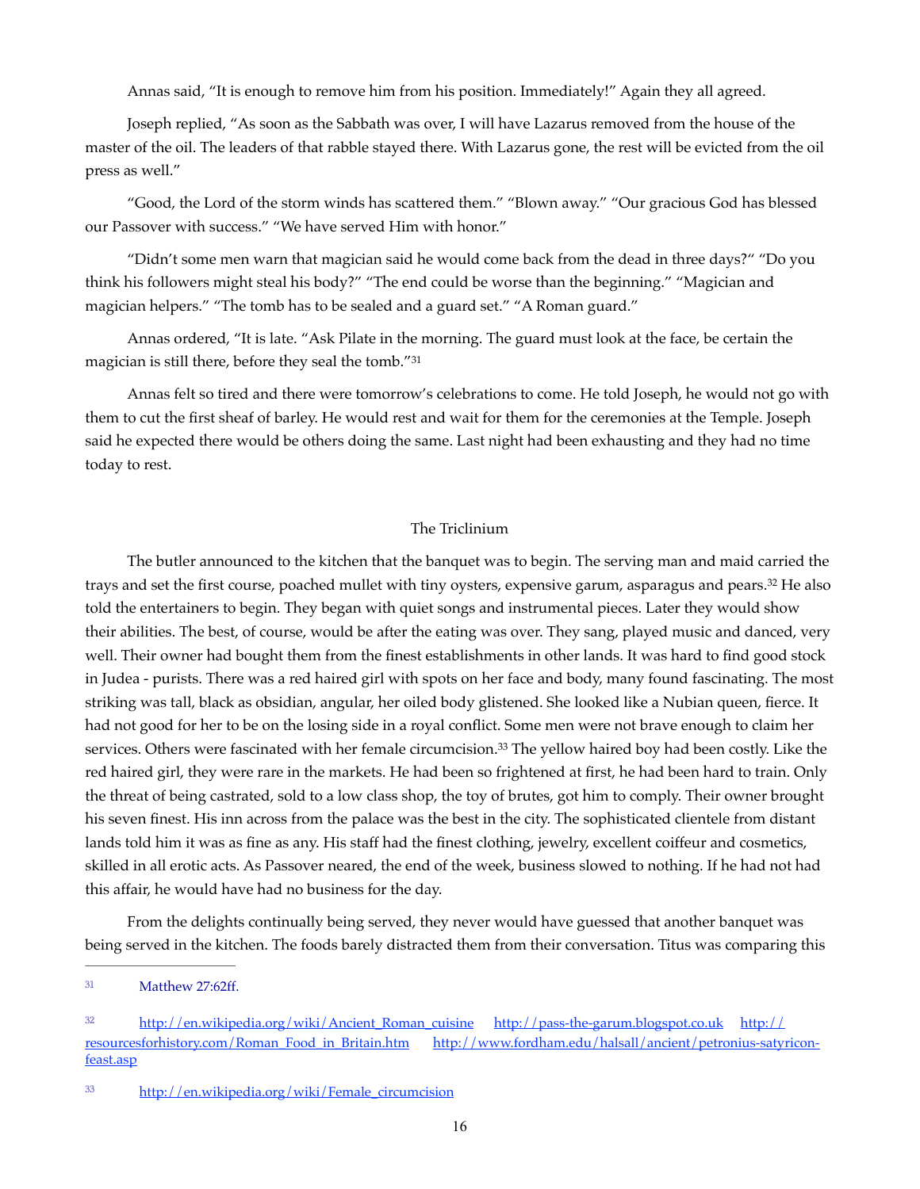Annas said, “It is enough to remove him from his position. Immediately!” Again they all agreed.

Joseph replied, “As soon as the Sabbath was over, I will have Lazarus removed from the house of the master of the oil. The leaders of that rabble stayed there. With Lazarus gone, the rest will be evicted from the oil press as well.”

“Good, the Lord of the storm winds has scattered them.” “Blown away.” “Our gracious God has blessed our Passover with success.” “We have served Him with honor.”

“Didn’t some men warn that magician said he would come back from the dead in three days?“ “Do you think his followers might steal his body?” “The end could be worse than the beginning.” “Magician and magician helpers.” “The tomb has to be sealed and a guard set.” “A Roman guard.”

Annas ordered, “It is late. “Ask Pilate in the morning. The guard must look at the face, be certain the magician is still there, before they seal the tomb.”[31]

Annas felt so tired and there were tomorrow’s celebrations to come. He told Joseph, he would not go with them to cut the first sheaf of barley. He would rest and wait for them for the ceremonies at the Temple. Joseph said he expected there would be others doing the same. Last night had been exhausting and they had no time today to rest.

## The Triclinium

The butler announced to the kitchen that the banquet was to begin. The serving man and maid carried the trays and set the first course, poached mullet with tiny oysters, expensive garum, asparagus and pears.[32] He also told the entertainers to begin. They began with quiet songs and instrumental pieces. Later they would show their abilities. The best, of course, would be after the eating was over. They sang, played music and danced, very well. Their owner had bought them from the finest establishments in other lands. It was hard to find good stock in Judea - purists. There was a red haired girl with spots on her face and body, many found fascinating. The most striking was tall, black as obsidian, angular, her oiled body glistened. She looked like a Nubian queen, fierce. It had not good for her to be on the losing side in a royal conflict. Some men were not brave enough to claim her services. Others were fascinated with her female circumcision.[33] The yellow haired boy had been costly. Like the red haired girl, they were rare in the markets. He had been so frightened at first, he had been hard to train. Only the threat of being castrated, sold to a low class shop, the toy of brutes, got him to comply. Their owner brought his seven finest. His inn across from the palace was the best in the city. The sophisticated clientele from distant lands told him it was as fine as any. His staff had the finest clothing, jewelry, excellent coiffeur and cosmetics, skilled in all erotic acts. As Passover neared, the end of the week, business slowed to nothing. If he had not had this affair, he would have had no business for the day.

From the delights continually being served, they never would have guessed that another banquet was being served in the kitchen. The foods barely distracted them from their conversation. Titus was comparing this

---

[31] Matthew 27:62ff.

[32] http://en.wikipedia.org/wiki/Ancient_Roman_cuisine http://pass-the-garum.blogspot.co.uk http://resourcesforhistory.com/Roman_Food_in_Britain.htm http://www.fordham.edu/halsall/ancient/petronius-satyricon-feast.asp

[33] http://en.wikipedia.org/wiki/Female_circumcision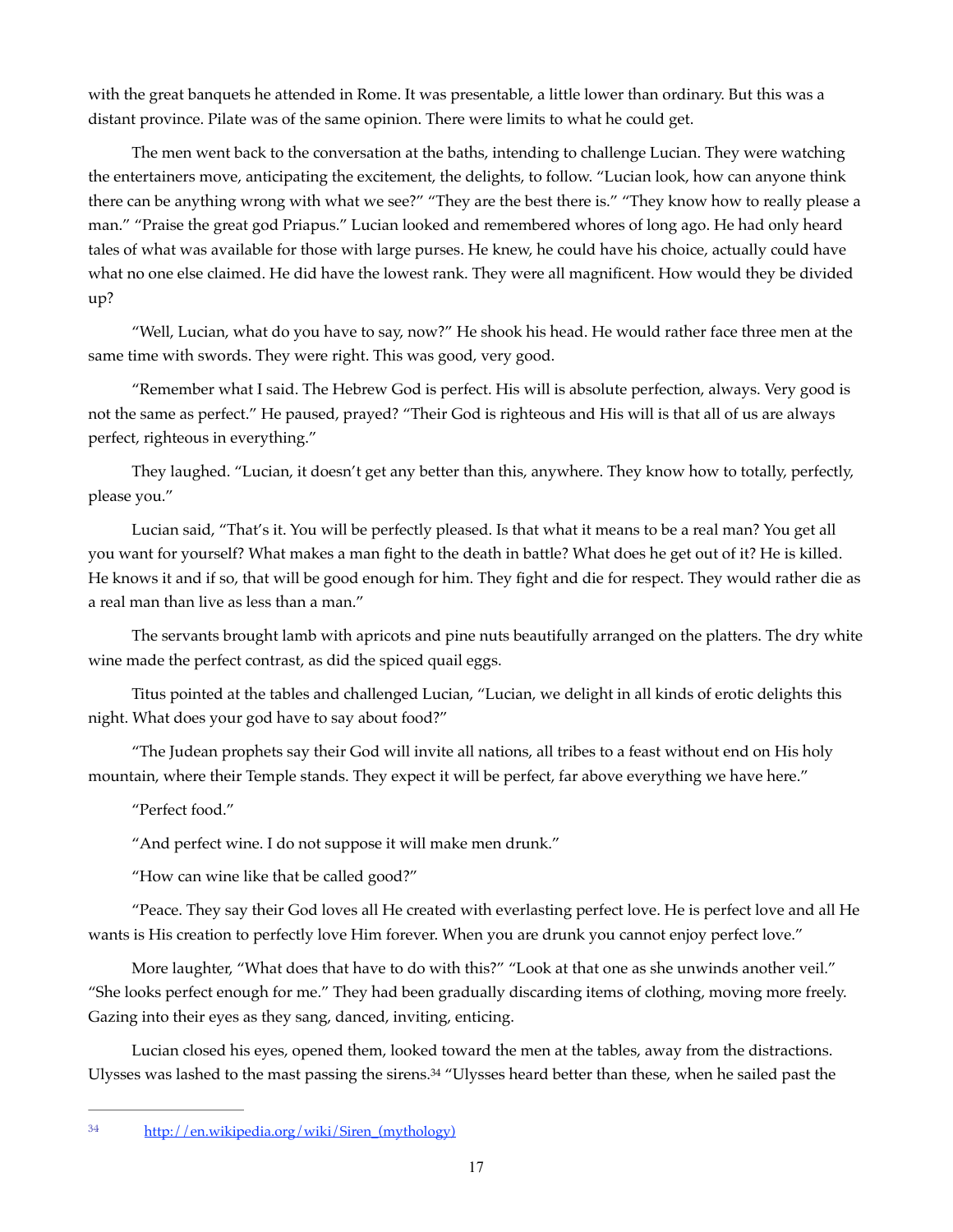with the great banquets he attended in Rome. It was presentable, a little lower than ordinary. But this was a distant province. Pilate was of the same opinion. There were limits to what he could get.

The men went back to the conversation at the baths, intending to challenge Lucian. They were watching the entertainers move, anticipating the excitement, the delights, to follow. "Lucian look, how can anyone think there can be anything wrong with what we see?" "They are the best there is." "They know how to really please a man." "Praise the great god Priapus." Lucian looked and remembered whores of long ago. He had only heard tales of what was available for those with large purses. He knew, he could have his choice, actually could have what no one else claimed. He did have the lowest rank. They were all magnificent. How would they be divided up?

"Well, Lucian, what do you have to say, now?" He shook his head. He would rather face three men at the same time with swords. They were right. This was good, very good.

"Remember what I said. The Hebrew God is perfect. His will is absolute perfection, always. Very good is not the same as perfect." He paused, prayed? "Their God is righteous and His will is that all of us are always perfect, righteous in everything."

They laughed. "Lucian, it doesn't get any better than this, anywhere. They know how to totally, perfectly, please you."

Lucian said, "That's it. You will be perfectly pleased. Is that what it means to be a real man? You get all you want for yourself? What makes a man fight to the death in battle? What does he get out of it? He is killed. He knows it and if so, that will be good enough for him. They fight and die for respect. They would rather die as a real man than live as less than a man."

The servants brought lamb with apricots and pine nuts beautifully arranged on the platters. The dry white wine made the perfect contrast, as did the spiced quail eggs.

Titus pointed at the tables and challenged Lucian, "Lucian, we delight in all kinds of erotic delights this night. What does your god have to say about food?"

"The Judean prophets say their God will invite all nations, all tribes to a feast without end on His holy mountain, where their Temple stands. They expect it will be perfect, far above everything we have here."

"Perfect food."

"And perfect wine. I do not suppose it will make men drunk."

"How can wine like that be called good?"

"Peace. They say their God loves all He created with everlasting perfect love. He is perfect love and all He wants is His creation to perfectly love Him forever. When you are drunk you cannot enjoy perfect love."

More laughter, "What does that have to do with this?" "Look at that one as she unwinds another veil." "She looks perfect enough for me." They had been gradually discarding items of clothing, moving more freely. Gazing into their eyes as they sang, danced, inviting, enticing.

Lucian closed his eyes, opened them, looked toward the men at the tables, away from the distractions. Ulysses was lashed to the mast passing the sirens.[34] "Ulysses heard better than these, when he sailed past the

---

[34] http://en.wikipedia.org/wiki/Siren_(mythology)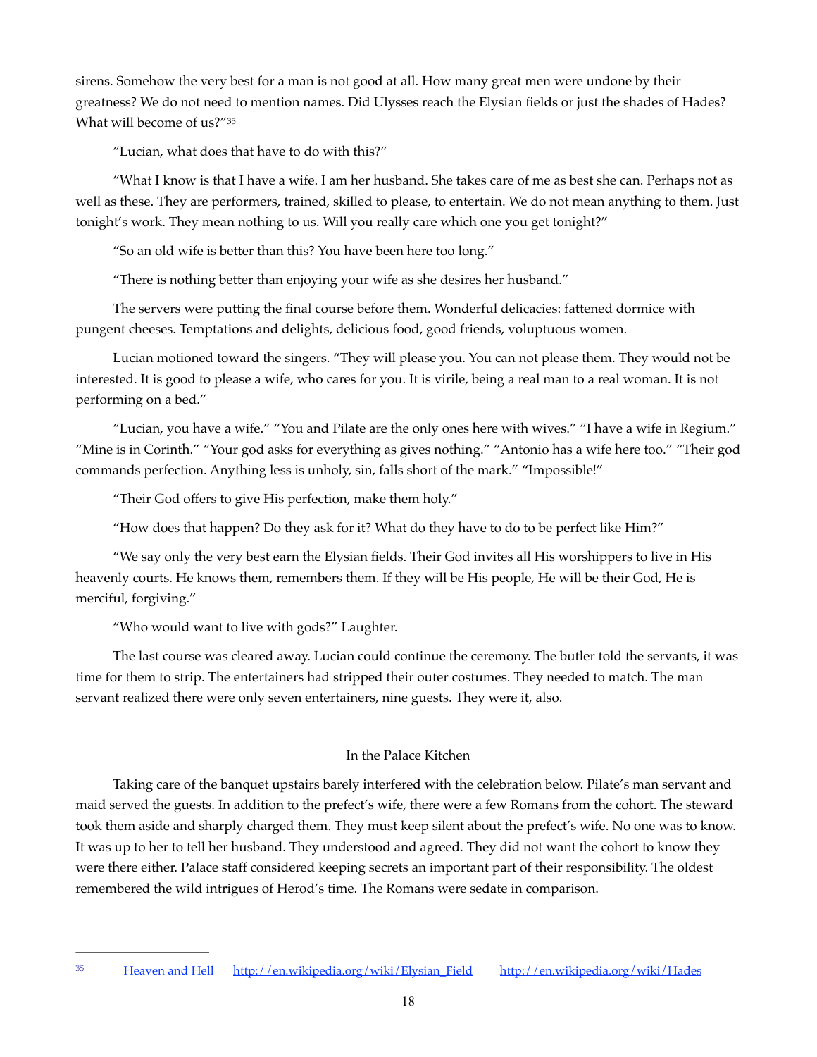sirens. Somehow the very best for a man is not good at all. How many great men were undone by their greatness? We do not need to mention names. Did Ulysses reach the Elysian fields or just the shades of Hades? What will become of us?"[35]

"Lucian, what does that have to do with this?"

"What I know is that I have a wife. I am her husband. She takes care of me as best she can. Perhaps not as well as these. They are performers, trained, skilled to please, to entertain. We do not mean anything to them. Just tonight's work. They mean nothing to us. Will you really care which one you get tonight?"

"So an old wife is better than this? You have been here too long."

"There is nothing better than enjoying your wife as she desires her husband."

The servers were putting the final course before them. Wonderful delicacies: fattened dormice with pungent cheeses. Temptations and delights, delicious food, good friends, voluptuous women.

Lucian motioned toward the singers. "They will please you. You can not please them. They would not be interested. It is good to please a wife, who cares for you. It is virile, being a real man to a real woman. It is not performing on a bed."

"Lucian, you have a wife." "You and Pilate are the only ones here with wives." "I have a wife in Regium." "Mine is in Corinth." "Your god asks for everything as gives nothing." "Antonio has a wife here too." "Their god commands perfection. Anything less is unholy, sin, falls short of the mark." "Impossible!"

"Their God offers to give His perfection, make them holy."

"How does that happen? Do they ask for it? What do they have to do to be perfect like Him?"

"We say only the very best earn the Elysian fields. Their God invites all His worshippers to live in His heavenly courts. He knows them, remembers them. If they will be His people, He will be their God, He is merciful, forgiving."

"Who would want to live with gods?" Laughter.

The last course was cleared away. Lucian could continue the ceremony. The butler told the servants, it was time for them to strip. The entertainers had stripped their outer costumes. They needed to match. The man servant realized there were only seven entertainers, nine guests. They were it, also.

## In the Palace Kitchen

Taking care of the banquet upstairs barely interfered with the celebration below. Pilate's man servant and maid served the guests. In addition to the prefect's wife, there were a few Romans from the cohort. The steward took them aside and sharply charged them. They must keep silent about the prefect's wife. No one was to know. It was up to her to tell her husband. They understood and agreed. They did not want the cohort to know they were there either. Palace staff considered keeping secrets an important part of their responsibility. The oldest remembered the wild intrigues of Herod's time. The Romans were sedate in comparison.

---

[35] Heaven and Hell http://en.wikipedia.org/wiki/Elysian_Field http://en.wikipedia.org/wiki/Hades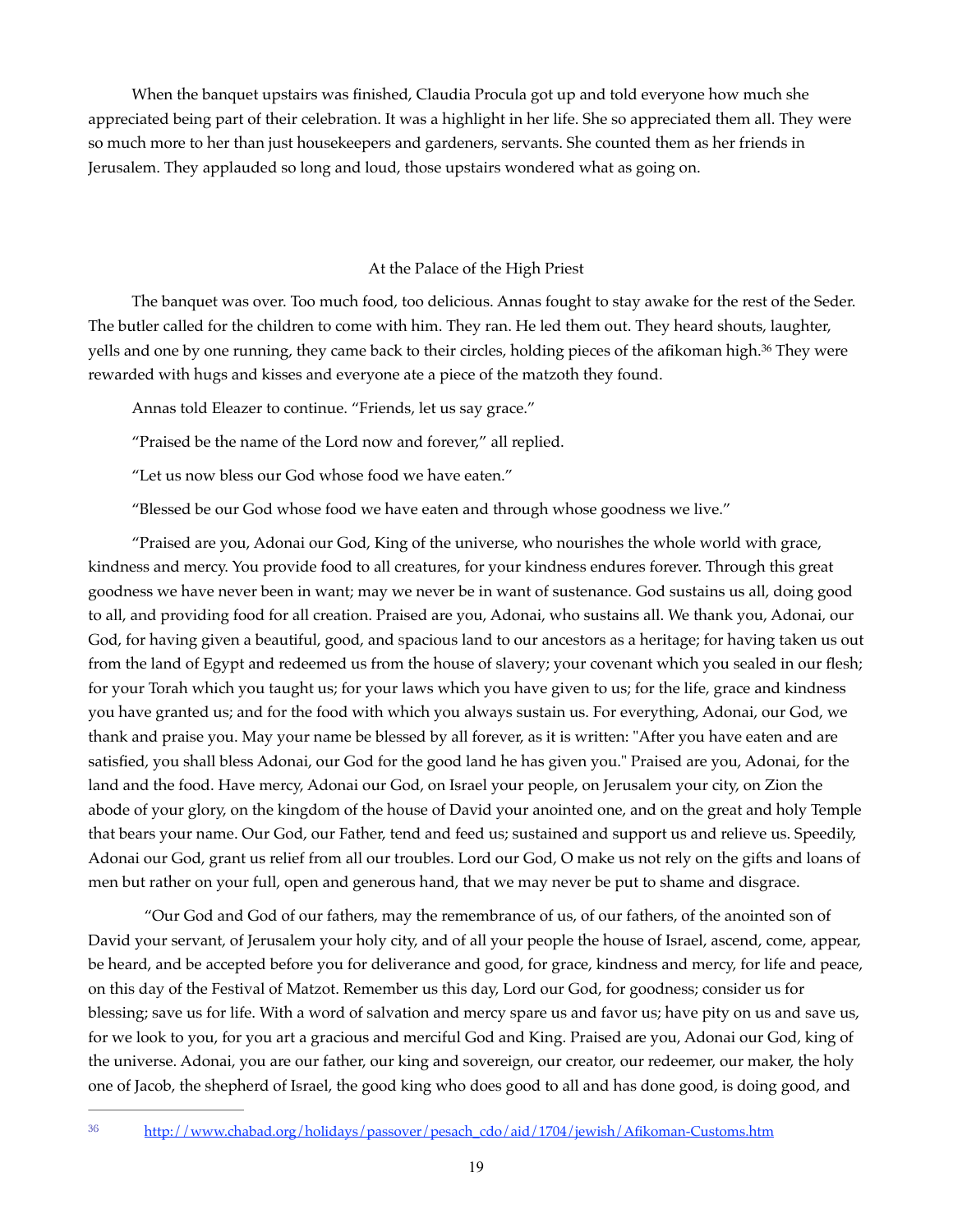When the banquet upstairs was finished, Claudia Procula got up and told everyone how much she appreciated being part of their celebration. It was a highlight in her life. She so appreciated them all. They were so much more to her than just housekeepers and gardeners, servants. She counted them as her friends in Jerusalem. They applauded so long and loud, those upstairs wondered what as going on.

## At the Palace of the High Priest

The banquet was over. Too much food, too delicious. Annas fought to stay awake for the rest of the Seder. The butler called for the children to come with him. They ran. He led them out. They heard shouts, laughter, yells and one by one running, they came back to their circles, holding pieces of the afikoman high.[36] They were rewarded with hugs and kisses and everyone ate a piece of the matzoth they found.

Annas told Eleazer to continue. "Friends, let us say grace."

"Praised be the name of the Lord now and forever," all replied.

"Let us now bless our God whose food we have eaten."

"Blessed be our God whose food we have eaten and through whose goodness we live."

"Praised are you, Adonai our God, King of the universe, who nourishes the whole world with grace, kindness and mercy. You provide food to all creatures, for your kindness endures forever. Through this great goodness we have never been in want; may we never be in want of sustenance. God sustains us all, doing good to all, and providing food for all creation. Praised are you, Adonai, who sustains all. We thank you, Adonai, our God, for having given a beautiful, good, and spacious land to our ancestors as a heritage; for having taken us out from the land of Egypt and redeemed us from the house of slavery; your covenant which you sealed in our flesh; for your Torah which you taught us; for your laws which you have given to us; for the life, grace and kindness you have granted us; and for the food with which you always sustain us. For everything, Adonai, our God, we thank and praise you. May your name be blessed by all forever, as it is written: "After you have eaten and are satisfied, you shall bless Adonai, our God for the good land he has given you." Praised are you, Adonai, for the land and the food. Have mercy, Adonai our God, on Israel your people, on Jerusalem your city, on Zion the abode of your glory, on the kingdom of the house of David your anointed one, and on the great and holy Temple that bears your name. Our God, our Father, tend and feed us; sustained and support us and relieve us. Speedily, Adonai our God, grant us relief from all our troubles. Lord our God, O make us not rely on the gifts and loans of men but rather on your full, open and generous hand, that we may never be put to shame and disgrace.

"Our God and God of our fathers, may the remembrance of us, of our fathers, of the anointed son of David your servant, of Jerusalem your holy city, and of all your people the house of Israel, ascend, come, appear, be heard, and be accepted before you for deliverance and good, for grace, kindness and mercy, for life and peace, on this day of the Festival of Matzot. Remember us this day, Lord our God, for goodness; consider us for blessing; save us for life. With a word of salvation and mercy spare us and favor us; have pity on us and save us, for we look to you, for you art a gracious and merciful God and King. Praised are you, Adonai our God, king of the universe. Adonai, you are our father, our king and sovereign, our creator, our redeemer, our maker, the holy one of Jacob, the shepherd of Israel, the good king who does good to all and has done good, is doing good, and

[36] http://www.chabad.org/holidays/passover/pesach_cdo/aid/1704/jewish/Afikoman-Customs.htm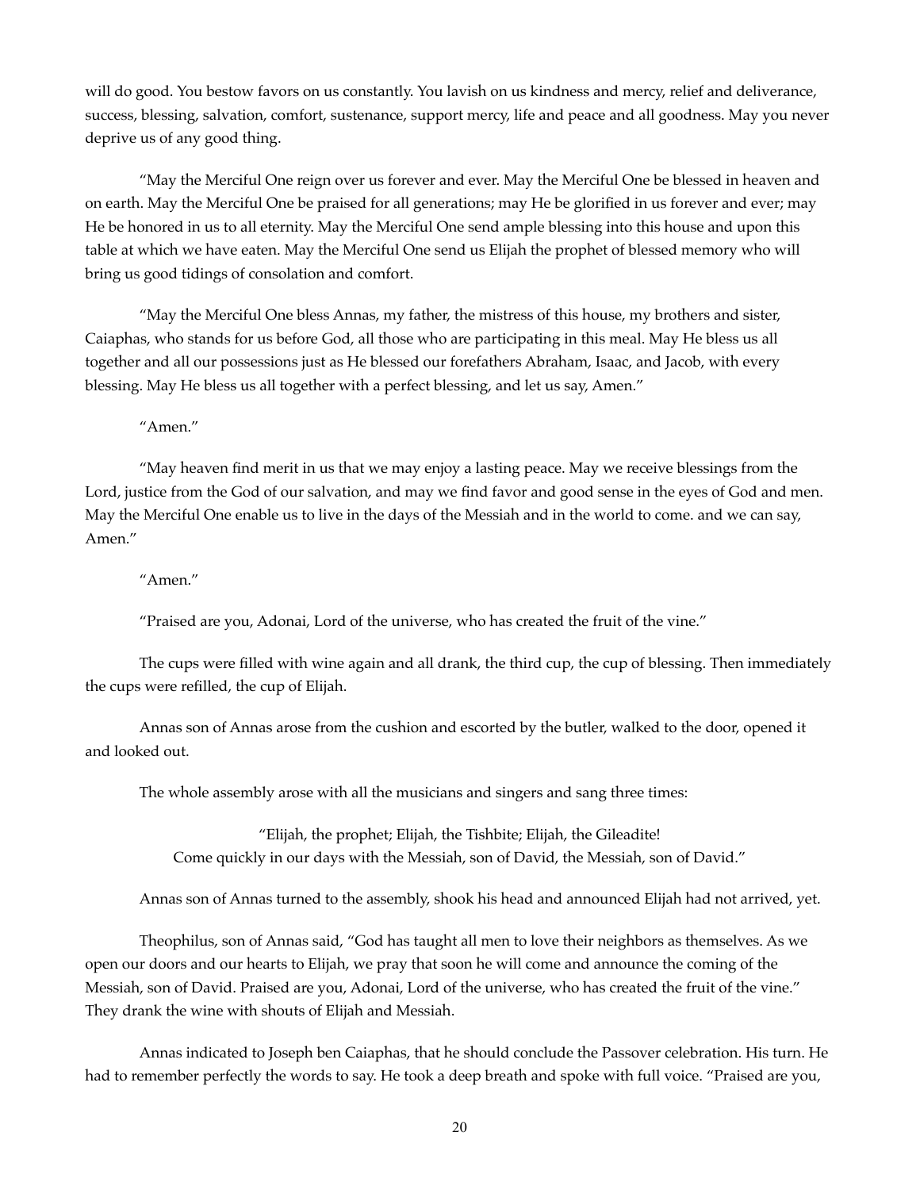will do good. You bestow favors on us constantly. You lavish on us kindness and mercy, relief and deliverance, success, blessing, salvation, comfort, sustenance, support mercy, life and peace and all goodness. May you never deprive us of any good thing.

"May the Merciful One reign over us forever and ever. May the Merciful One be blessed in heaven and on earth. May the Merciful One be praised for all generations; may He be glorified in us forever and ever; may He be honored in us to all eternity. May the Merciful One send ample blessing into this house and upon this table at which we have eaten. May the Merciful One send us Elijah the prophet of blessed memory who will bring us good tidings of consolation and comfort.

"May the Merciful One bless Annas, my father, the mistress of this house, my brothers and sister, Caiaphas, who stands for us before God, all those who are participating in this meal. May He bless us all together and all our possessions just as He blessed our forefathers Abraham, Isaac, and Jacob, with every blessing. May He bless us all together with a perfect blessing, and let us say, Amen."

"Amen."

"May heaven find merit in us that we may enjoy a lasting peace. May we receive blessings from the Lord, justice from the God of our salvation, and may we find favor and good sense in the eyes of God and men. May the Merciful One enable us to live in the days of the Messiah and in the world to come. and we can say, Amen."

"Amen."

"Praised are you, Adonai, Lord of the universe, who has created the fruit of the vine."

The cups were filled with wine again and all drank, the third cup, the cup of blessing. Then immediately the cups were refilled, the cup of Elijah.

Annas son of Annas arose from the cushion and escorted by the butler, walked to the door, opened it and looked out.

The whole assembly arose with all the musicians and singers and sang three times:

> "Elijah, the prophet; Elijah, the Tishbite; Elijah, the Gileadite!
> Come quickly in our days with the Messiah, son of David, the Messiah, son of David."

Annas son of Annas turned to the assembly, shook his head and announced Elijah had not arrived, yet.

Theophilus, son of Annas said, "God has taught all men to love their neighbors as themselves. As we open our doors and our hearts to Elijah, we pray that soon he will come and announce the coming of the Messiah, son of David. Praised are you, Adonai, Lord of the universe, who has created the fruit of the vine." They drank the wine with shouts of Elijah and Messiah.

Annas indicated to Joseph ben Caiaphas, that he should conclude the Passover celebration. His turn. He had to remember perfectly the words to say. He took a deep breath and spoke with full voice. "Praised are you,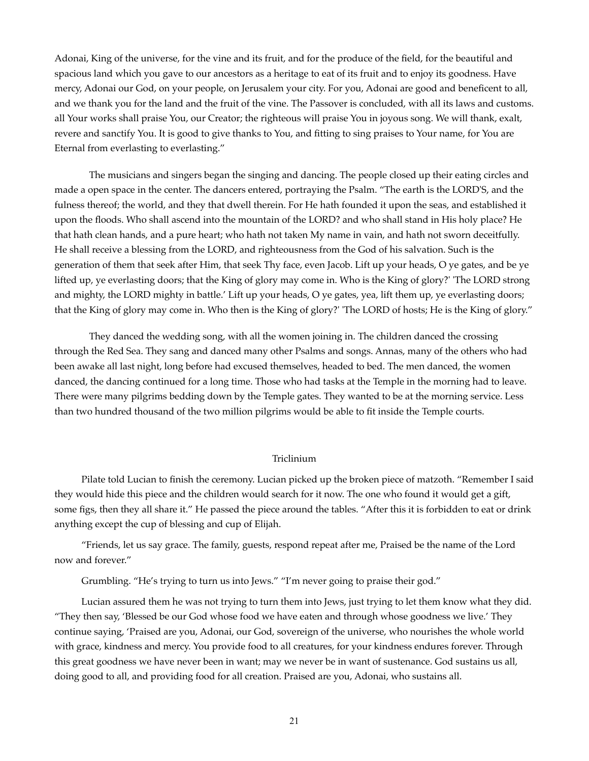Adonai, King of the universe, for the vine and its fruit, and for the produce of the field, for the beautiful and spacious land which you gave to our ancestors as a heritage to eat of its fruit and to enjoy its goodness. Have mercy, Adonai our God, on your people, on Jerusalem your city. For you, Adonai are good and beneficent to all, and we thank you for the land and the fruit of the vine. The Passover is concluded, with all its laws and customs. all Your works shall praise You, our Creator; the righteous will praise You in joyous song. We will thank, exalt, revere and sanctify You. It is good to give thanks to You, and fitting to sing praises to Your name, for You are Eternal from everlasting to everlasting."

The musicians and singers began the singing and dancing. The people closed up their eating circles and made a open space in the center. The dancers entered, portraying the Psalm. "The earth is the LORD'S, and the fulness thereof; the world, and they that dwell therein. For He hath founded it upon the seas, and established it upon the floods. Who shall ascend into the mountain of the LORD? and who shall stand in His holy place? He that hath clean hands, and a pure heart; who hath not taken My name in vain, and hath not sworn deceitfully. He shall receive a blessing from the LORD, and righteousness from the God of his salvation. Such is the generation of them that seek after Him, that seek Thy face, even Jacob. Lift up your heads, O ye gates, and be ye lifted up, ye everlasting doors; that the King of glory may come in. Who is the King of glory?' 'The LORD strong and mighty, the LORD mighty in battle.' Lift up your heads, O ye gates, yea, lift them up, ye everlasting doors; that the King of glory may come in. Who then is the King of glory?' 'The LORD of hosts; He is the King of glory."

They danced the wedding song, with all the women joining in. The children danced the crossing through the Red Sea. They sang and danced many other Psalms and songs. Annas, many of the others who had been awake all last night, long before had excused themselves, headed to bed. The men danced, the women danced, the dancing continued for a long time. Those who had tasks at the Temple in the morning had to leave. There were many pilgrims bedding down by the Temple gates. They wanted to be at the morning service. Less than two hundred thousand of the two million pilgrims would be able to fit inside the Temple courts.

## Triclinium

Pilate told Lucian to finish the ceremony. Lucian picked up the broken piece of matzoth. "Remember I said they would hide this piece and the children would search for it now. The one who found it would get a gift, some figs, then they all share it." He passed the piece around the tables. "After this it is forbidden to eat or drink anything except the cup of blessing and cup of Elijah.

"Friends, let us say grace. The family, guests, respond repeat after me, Praised be the name of the Lord now and forever."

Grumbling. "He's trying to turn us into Jews." "I'm never going to praise their god."

Lucian assured them he was not trying to turn them into Jews, just trying to let them know what they did. "They then say, 'Blessed be our God whose food we have eaten and through whose goodness we live.' They continue saying, 'Praised are you, Adonai, our God, sovereign of the universe, who nourishes the whole world with grace, kindness and mercy. You provide food to all creatures, for your kindness endures forever. Through this great goodness we have never been in want; may we never be in want of sustenance. God sustains us all, doing good to all, and providing food for all creation. Praised are you, Adonai, who sustains all.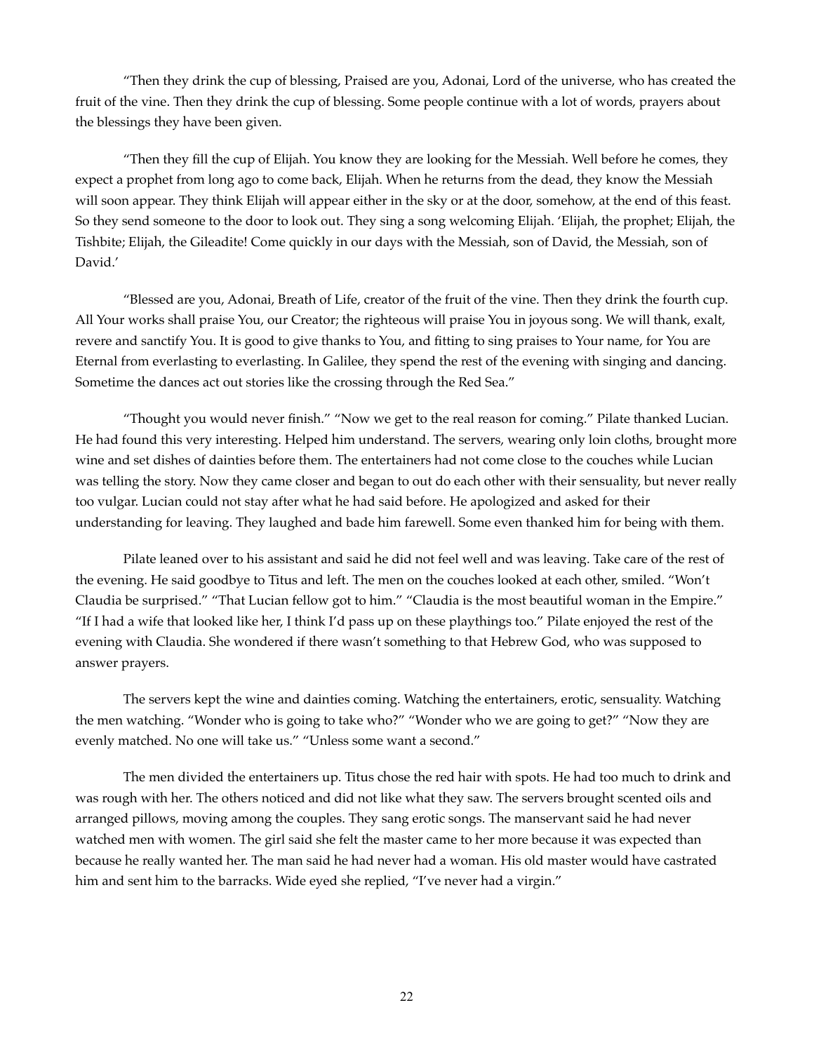"Then they drink the cup of blessing, Praised are you, Adonai, Lord of the universe, who has created the fruit of the vine. Then they drink the cup of blessing. Some people continue with a lot of words, prayers about the blessings they have been given.

"Then they fill the cup of Elijah. You know they are looking for the Messiah. Well before he comes, they expect a prophet from long ago to come back, Elijah. When he returns from the dead, they know the Messiah will soon appear. They think Elijah will appear either in the sky or at the door, somehow, at the end of this feast. So they send someone to the door to look out. They sing a song welcoming Elijah. 'Elijah, the prophet; Elijah, the Tishbite; Elijah, the Gileadite! Come quickly in our days with the Messiah, son of David, the Messiah, son of David.'

"Blessed are you, Adonai, Breath of Life, creator of the fruit of the vine. Then they drink the fourth cup. All Your works shall praise You, our Creator; the righteous will praise You in joyous song. We will thank, exalt, revere and sanctify You. It is good to give thanks to You, and fitting to sing praises to Your name, for You are Eternal from everlasting to everlasting. In Galilee, they spend the rest of the evening with singing and dancing. Sometime the dances act out stories like the crossing through the Red Sea."

"Thought you would never finish." "Now we get to the real reason for coming." Pilate thanked Lucian. He had found this very interesting. Helped him understand. The servers, wearing only loin cloths, brought more wine and set dishes of dainties before them. The entertainers had not come close to the couches while Lucian was telling the story. Now they came closer and began to out do each other with their sensuality, but never really too vulgar. Lucian could not stay after what he had said before. He apologized and asked for their understanding for leaving. They laughed and bade him farewell. Some even thanked him for being with them.

Pilate leaned over to his assistant and said he did not feel well and was leaving. Take care of the rest of the evening. He said goodbye to Titus and left. The men on the couches looked at each other, smiled. "Won't Claudia be surprised." "That Lucian fellow got to him." "Claudia is the most beautiful woman in the Empire." "If I had a wife that looked like her, I think I'd pass up on these playthings too." Pilate enjoyed the rest of the evening with Claudia. She wondered if there wasn't something to that Hebrew God, who was supposed to answer prayers.

The servers kept the wine and dainties coming. Watching the entertainers, erotic, sensuality. Watching the men watching. "Wonder who is going to take who?" "Wonder who we are going to get?" "Now they are evenly matched. No one will take us." "Unless some want a second."

The men divided the entertainers up. Titus chose the red hair with spots. He had too much to drink and was rough with her. The others noticed and did not like what they saw. The servers brought scented oils and arranged pillows, moving among the couples. They sang erotic songs. The manservant said he had never watched men with women. The girl said she felt the master came to her more because it was expected than because he really wanted her. The man said he had never had a woman. His old master would have castrated him and sent him to the barracks. Wide eyed she replied, "I've never had a virgin."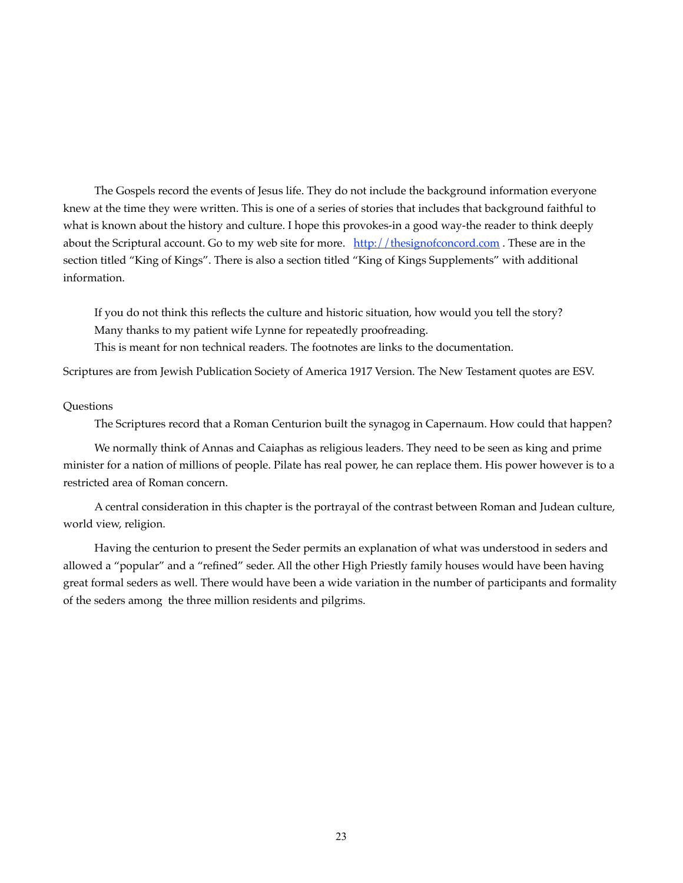The Gospels record the events of Jesus life. They do not include the background information everyone knew at the time they were written. This is one of a series of stories that includes that background faithful to what is known about the history and culture. I hope this provokes-in a good way-the reader to think deeply about the Scriptural account. Go to my web site for more. [http://thesignofconcord.com](http://thesignofconcord.com) . These are in the section titled "King of Kings". There is also a section titled "King of Kings Supplements" with additional information.

If you do not think this reflects the culture and historic situation, how would you tell the story?

Many thanks to my patient wife Lynne for repeatedly proofreading.

This is meant for non technical readers. The footnotes are links to the documentation.

Scriptures are from Jewish Publication Society of America 1917 Version. The New Testament quotes are ESV.

Questions

The Scriptures record that a Roman Centurion built the synagog in Capernaum. How could that happen?

We normally think of Annas and Caiaphas as religious leaders. They need to be seen as king and prime minister for a nation of millions of people. Pilate has real power, he can replace them. His power however is to a restricted area of Roman concern.

A central consideration in this chapter is the portrayal of the contrast between Roman and Judean culture, world view, religion.

Having the centurion to present the Seder permits an explanation of what was understood in seders and allowed a "popular" and a "refined" seder. All the other High Priestly family houses would have been having great formal seders as well. There would have been a wide variation in the number of participants and formality of the seders among the three million residents and pilgrims.